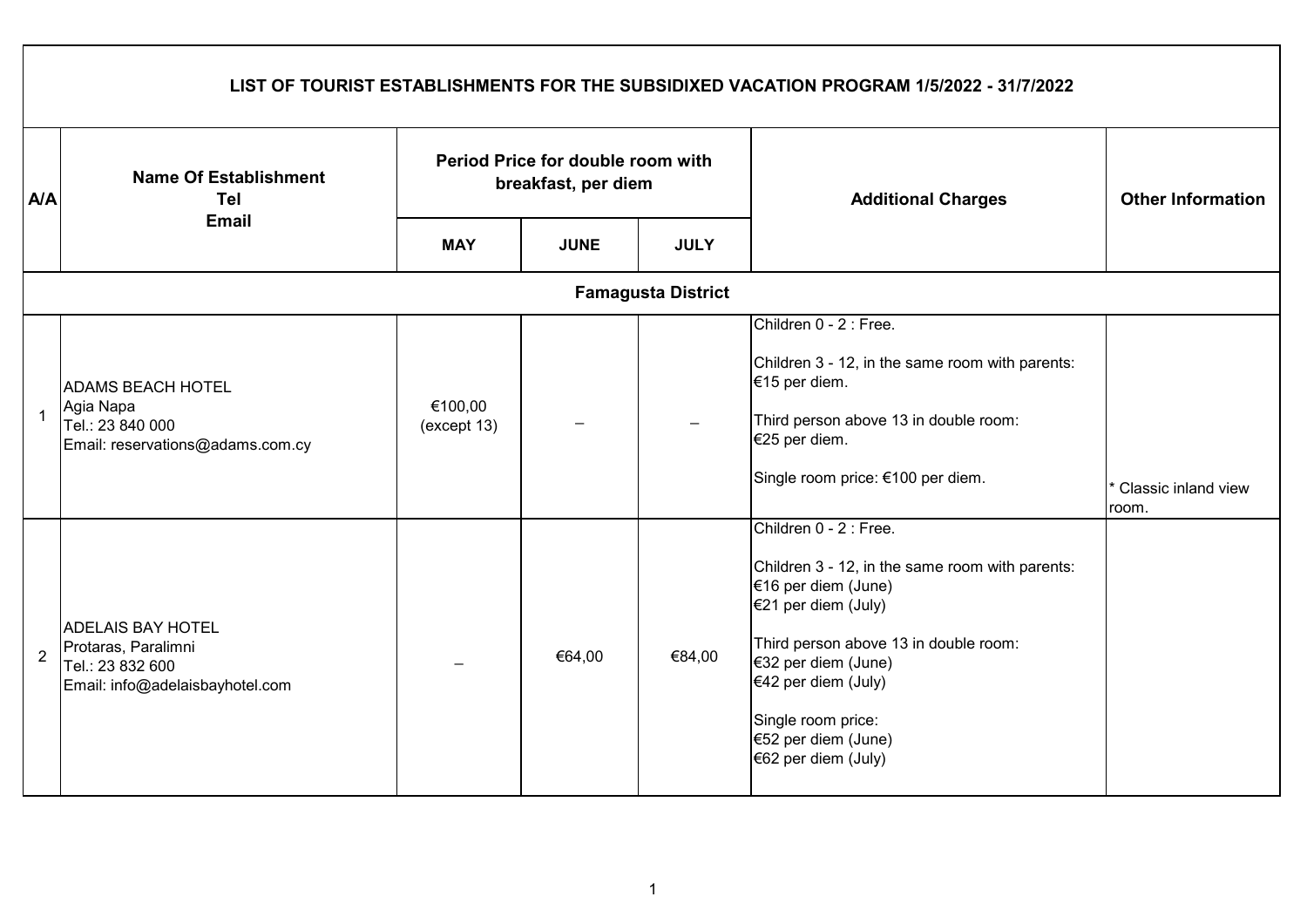# LIST OF TOURIST ESTABLISHMENTS FOR THE SUBSIDIXED VACATION PROGRAM 1/5/2022 - 31/7/2022

| A/A | Name Of Establishment<br>Tel<br>Email | Period Price for double room with breakfast, per diem | | | Additional Charges | Other Information |
|---|---|---|---|---|---|---|
| | | MAY | JUNE | JULY | | |
| **Famagusta District** | | | | | | |
| 1 | ADAMS BEACH HOTEL<br>Agia Napa<br>Tel.: 23 840 000<br>Email: reservations@adams.com.cy | €100,00<br>(except 13) | – | – | Children 0 - 2 : Free.<br><br>Children 3 - 12, in the same room with parents: €15 per diem.<br><br>Third person above 13 in double room: €25 per diem.<br><br>Single room price: €100 per diem. | * Classic inland view room. |
| 2 | ADELAIS BAY HOTEL<br>Protaras, Paralimni<br>Tel.: 23 832 600<br>Email: info@adelaisbayhotel.com | – | €64,00 | €84,00 | Children 0 - 2 : Free.<br><br>Children 3 - 12, in the same room with parents:<br>€16 per diem (June)<br>€21 per diem (July)<br><br>Third person above 13 in double room:<br>€32 per diem (June)<br>€42 per diem (July)<br><br>Single room price:<br>€52 per diem (June)<br>€62 per diem (July) | |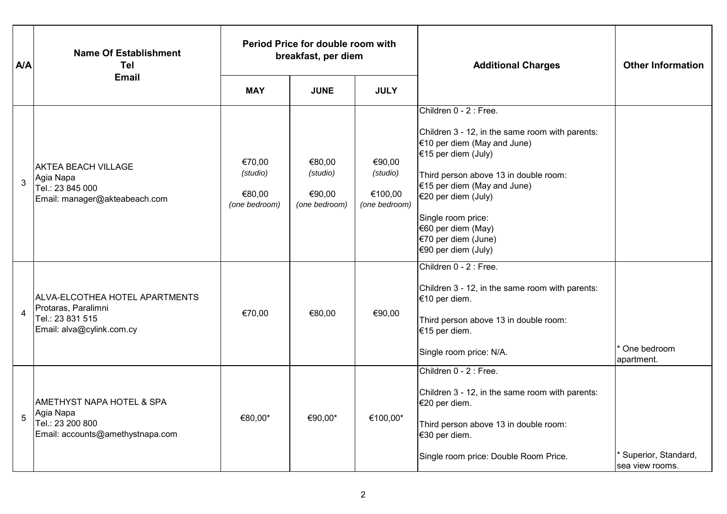| A/A | Name Of Establishment<br>Tel<br>Email | Period Price for double room with breakfast, per diem | | | Additional Charges | Other Information |
|---|---|---|---|---|---|---|
| | | MAY | JUNE | JULY | | |
| 3 | AKTEA BEACH VILLAGE<br>Agia Napa<br>Tel.: 23 845 000<br>Email: manager@akteabeach.com | €70,00<br>*(studio)*<br><br>€80,00<br>*(one bedroom)* | €80,00<br>*(studio)*<br><br>€90,00<br>*(one bedroom)* | €90,00<br>*(studio)*<br><br>€100,00<br>*(one bedroom)* | Children 0 - 2 : Free.<br><br>Children 3 - 12, in the same room with parents:<br>€10 per diem (May and June)<br>€15 per diem (July)<br><br>Third person above 13 in double room:<br>€15 per diem (May and June)<br>€20 per diem (July)<br><br>Single room price:<br>€60 per diem (May)<br>€70 per diem (June)<br>€90 per diem (July) | |
| 4 | ALVA-ELCOTHEA HOTEL APARTMENTS<br>Protaras, Paralimni<br>Tel.: 23 831 515<br>Email: alva@cylink.com.cy | €70,00 | €80,00 | €90,00 | Children 0 - 2 : Free.<br><br>Children 3 - 12, in the same room with parents:<br>€10 per diem.<br><br>Third person above 13 in double room:<br>€15 per diem.<br><br>Single room price: N/A. | * One bedroom apartment. |
| 5 | AMETHYST NAPA HOTEL & SPA<br>Agia Napa<br>Tel.: 23 200 800<br>Email: accounts@amethystnapa.com | €80,00* | €90,00* | €100,00* | Children 0 - 2 : Free.<br><br>Children 3 - 12, in the same room with parents:<br>€20 per diem.<br><br>Third person above 13 in double room:<br>€30 per diem.<br><br>Single room price: Double Room Price. | * Superior, Standard, sea view rooms. |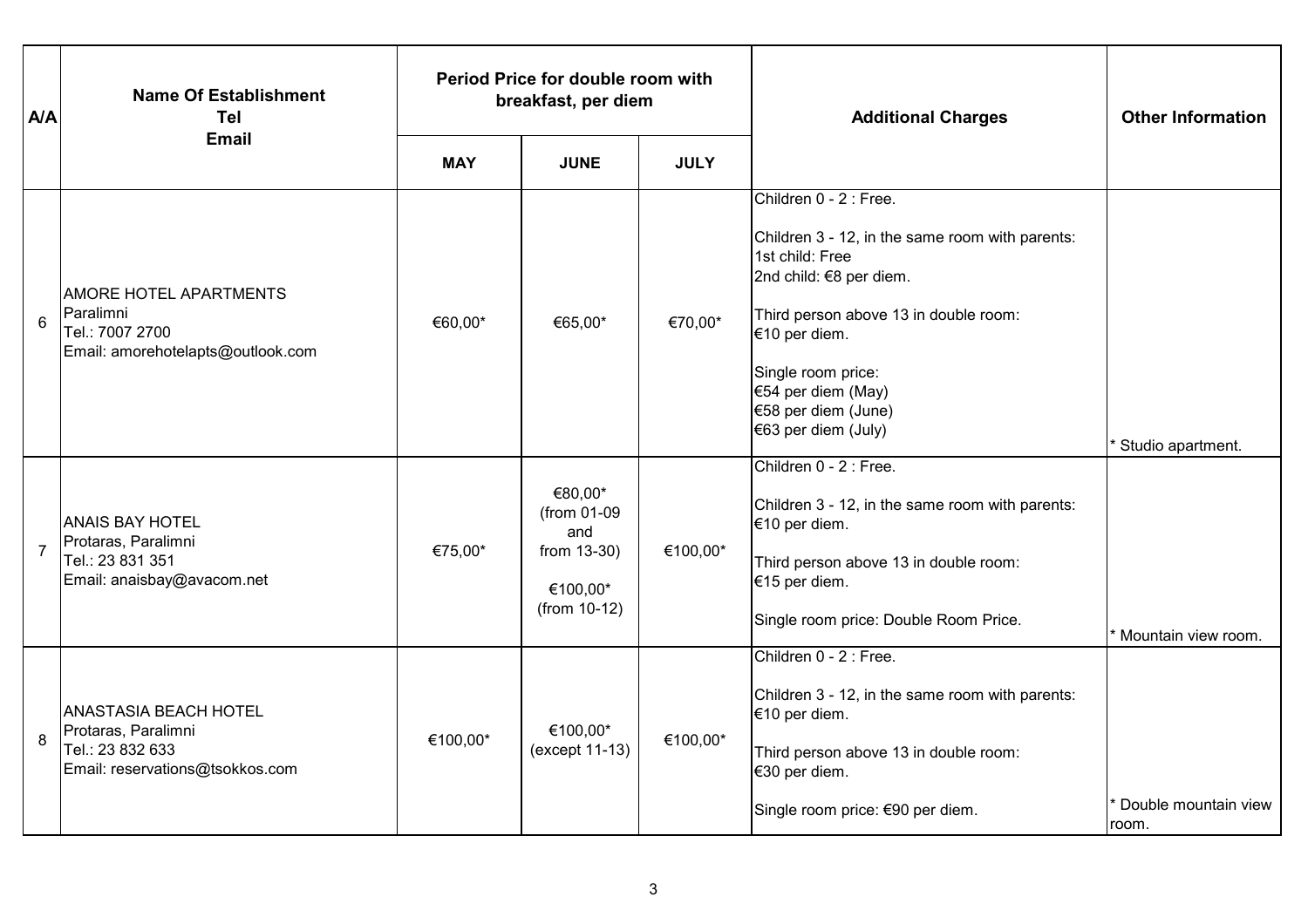| A/A | Name Of Establishment<br>Tel<br>Email | Period Price for double room with breakfast, per diem | | | Additional Charges | Other Information |
|---|---|---|---|---|---|---|
| | | MAY | JUNE | JULY | | |
| 6 | AMORE HOTEL APARTMENTS<br>Paralimni<br>Tel.: 7007 2700<br>Email: amorehotelapts@outlook.com | €60,00* | €65,00* | €70,00* | Children 0 - 2 : Free.<br><br>Children 3 - 12, in the same room with parents:<br>1st child: Free<br>2nd child: €8 per diem.<br><br>Third person above 13 in double room:<br>€10 per diem.<br><br>Single room price:<br>€54 per diem (May)<br>€58 per diem (June)<br>€63 per diem (July) | * Studio apartment. |
| 7 | ANAIS BAY HOTEL<br>Protaras, Paralimni<br>Tel.: 23 831 351<br>Email: anaisbay@avacom.net | €75,00* | €80,00*<br>(from 01-09<br>and<br>from 13-30)<br><br>€100,00*<br>(from 10-12) | €100,00* | Children 0 - 2 : Free.<br><br>Children 3 - 12, in the same room with parents:<br>€10 per diem.<br><br>Third person above 13 in double room:<br>€15 per diem.<br><br>Single room price: Double Room Price. | * Mountain view room. |
| 8 | ANASTASIA BEACH HOTEL<br>Protaras, Paralimni<br>Tel.: 23 832 633<br>Email: reservations@tsokkos.com | €100,00* | €100,00*<br>(except 11-13) | €100,00* | Children 0 - 2 : Free.<br><br>Children 3 - 12, in the same room with parents:<br>€10 per diem.<br><br>Third person above 13 in double room:<br>€30 per diem.<br><br>Single room price: €90 per diem. | * Double mountain view room. |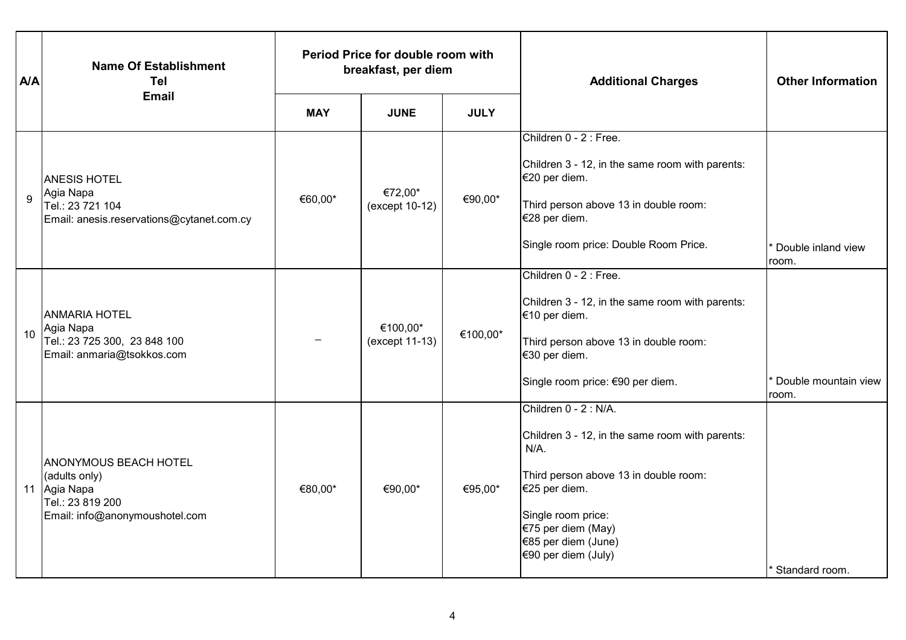| A/A | Name Of Establishment<br>Tel<br>Email | Period Price for double room with breakfast, per diem | | | Additional Charges | Other Information |
|---|---|---|---|---|---|---|
| | | MAY | JUNE | JULY | | |
| 9 | ANESIS HOTEL<br>Agia Napa<br>Tel.: 23 721 104<br>Email: anesis.reservations@cytanet.com.cy | €60,00* | €72,00*<br>(except 10-12) | €90,00* | Children 0 - 2 : Free.<br><br>Children 3 - 12, in the same room with parents: €20 per diem.<br><br>Third person above 13 in double room: €28 per diem.<br><br>Single room price: Double Room Price. | * Double inland view room. |
| 10 | ANMARIA HOTEL<br>Agia Napa<br>Tel.: 23 725 300, 23 848 100<br>Email: anmaria@tsokkos.com | – | €100,00*<br>(except 11-13) | €100,00* | Children 0 - 2 : Free.<br><br>Children 3 - 12, in the same room with parents: €10 per diem.<br><br>Third person above 13 in double room: €30 per diem.<br><br>Single room price: €90 per diem. | * Double mountain view room. |
| 11 | ANONYMOUS BEACH HOTEL<br>(adults only)<br>Agia Napa<br>Tel.: 23 819 200<br>Email: info@anonymoushotel.com | €80,00* | €90,00* | €95,00* | Children 0 - 2 : N/A.<br><br>Children 3 - 12, in the same room with parents: N/A.<br><br>Third person above 13 in double room: €25 per diem.<br><br>Single room price:<br>€75 per diem (May)<br>€85 per diem (June)<br>€90 per diem (July) | * Standard room. |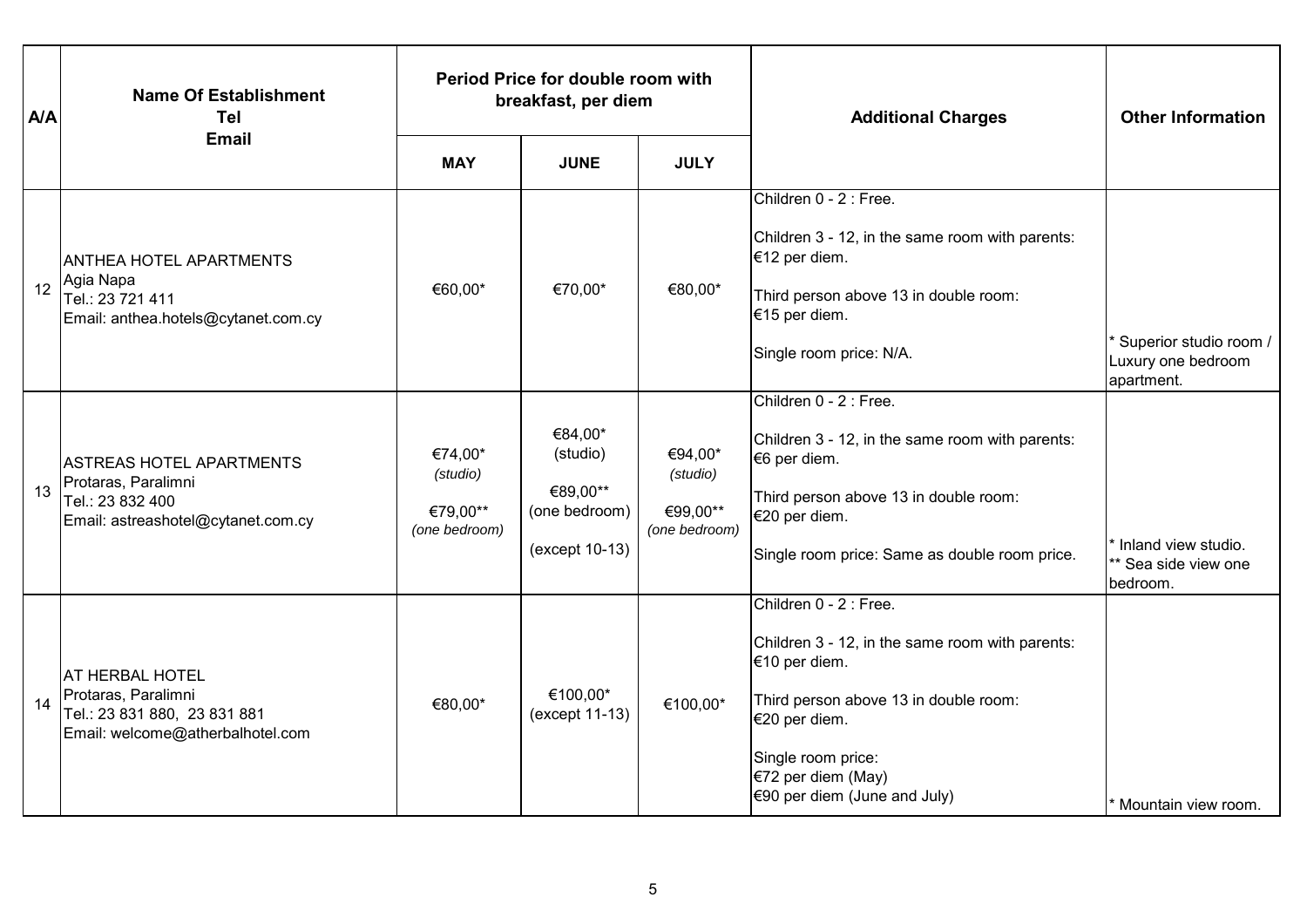| A/A | Name Of Establishment<br>Tel<br>Email | Period Price for double room with breakfast, per diem | | | Additional Charges | Other Information |
|---|---|---|---|---|---|---|
| | | MAY | JUNE | JULY | | |
| 12 | ANTHEA HOTEL APARTMENTS<br>Agia Napa<br>Tel.: 23 721 411<br>Email: anthea.hotels@cytanet.com.cy | €60,00* | €70,00* | €80,00* | Children 0 - 2 : Free.<br><br>Children 3 - 12, in the same room with parents: €12 per diem.<br><br>Third person above 13 in double room: €15 per diem.<br><br>Single room price: N/A. | * Superior studio room / Luxury one bedroom apartment. |
| 13 | ASTREAS HOTEL APARTMENTS<br>Protaras, Paralimni<br>Tel.: 23 832 400<br>Email: astreashotel@cytanet.com.cy | €74,00*<br>*(studio)*<br><br>€79,00**<br>*(one bedroom)* | €84,00*<br>(studio)<br><br>€89,00**<br>(one bedroom)<br><br>(except 10-13) | €94,00*<br>*(studio)*<br><br>€99,00**<br>*(one bedroom)* | Children 0 - 2 : Free.<br><br>Children 3 - 12, in the same room with parents: €6 per diem.<br><br>Third person above 13 in double room: €20 per diem.<br><br>Single room price: Same as double room price. | * Inland view studio.<br>** Sea side view one bedroom. |
| 14 | AT HERBAL HOTEL<br>Protaras, Paralimni<br>Tel.: 23 831 880, 23 831 881<br>Email: welcome@atherbalhotel.com | €80,00* | €100,00*<br>(except 11-13) | €100,00* | Children 0 - 2 : Free.<br><br>Children 3 - 12, in the same room with parents: €10 per diem.<br><br>Third person above 13 in double room: €20 per diem.<br><br>Single room price:<br>€72 per diem (May)<br>€90 per diem (June and July) | * Mountain view room. |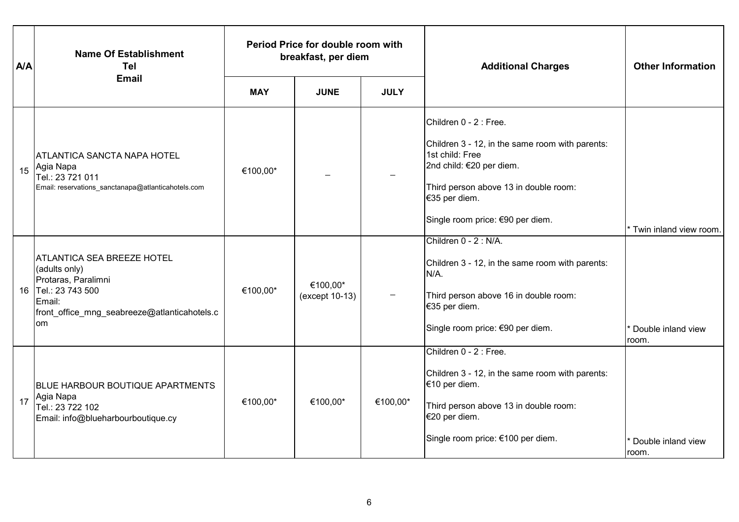| A/A | Name Of Establishment<br>Tel<br>Email | Period Price for double room with breakfast, per diem | | | Additional Charges | Other Information |
|---|---|---|---|---|---|---|
| | | MAY | JUNE | JULY | | |
| 15 | ATLANTICA SANCTA NAPA HOTEL<br>Agia Napa<br>Tel.: 23 721 011<br>Email: reservations_sanctanapa@atlanticahotels.com | €100,00* | – | – | Children 0 - 2 : Free.<br><br>Children 3 - 12, in the same room with parents:<br>1st child: Free<br>2nd child: €20 per diem.<br><br>Third person above 13 in double room:<br>€35 per diem.<br><br>Single room price: €90 per diem. | * Twin inland view room. |
| 16 | ATLANTICA SEA BREEZE HOTEL<br>(adults only)<br>Protaras, Paralimni<br>Tel.: 23 743 500<br>Email:<br>front_office_mng_seabreeze@atlanticahotels.com | €100,00* | €100,00*<br>(except 10-13) | – | Children 0 - 2 : N/A.<br><br>Children 3 - 12, in the same room with parents:<br>N/A.<br><br>Third person above 16 in double room:<br>€35 per diem.<br><br>Single room price: €90 per diem. | * Double inland view room. |
| 17 | BLUE HARBOUR BOUTIQUE APARTMENTS<br>Agia Napa<br>Tel.: 23 722 102<br>Email: info@blueharbourboutique.cy | €100,00* | €100,00* | €100,00* | Children 0 - 2 : Free.<br><br>Children 3 - 12, in the same room with parents:<br>€10 per diem.<br><br>Third person above 13 in double room:<br>€20 per diem.<br><br>Single room price: €100 per diem. | * Double inland view room. |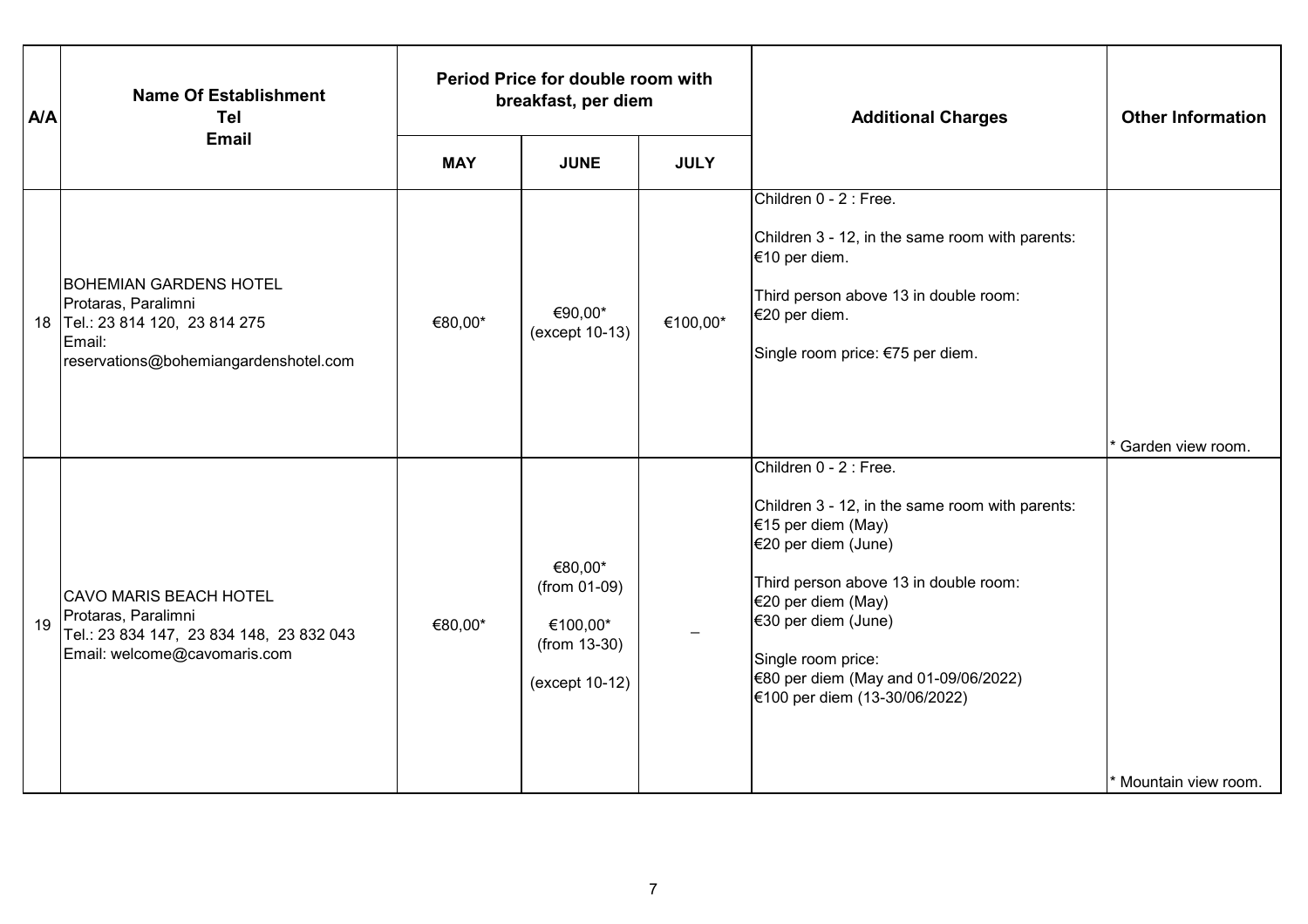| A/A | Name Of Establishment<br>Tel<br>Email | Period Price for double room with breakfast, per diem | | | Additional Charges | Other Information |
|---|---|---|---|---|---|---|
| | | MAY | JUNE | JULY | | |
| 18 | BOHEMIAN GARDENS HOTEL<br>Protaras, Paralimni<br>Tel.: 23 814 120, 23 814 275<br>Email:<br>reservations@bohemiangardenshotel.com | €80,00* | €90,00*<br>(except 10-13) | €100,00* | Children 0 - 2 : Free.<br><br>Children 3 - 12, in the same room with parents:<br>€10 per diem.<br><br>Third person above 13 in double room:<br>€20 per diem.<br><br>Single room price: €75 per diem. | * Garden view room. |
| 19 | CAVO MARIS BEACH HOTEL<br>Protaras, Paralimni<br>Tel.: 23 834 147, 23 834 148, 23 832 043<br>Email: welcome@cavomaris.com | €80,00* | €80,00*<br>(from 01-09)<br><br>€100,00*<br>(from 13-30)<br><br>(except 10-12) | – | Children 0 - 2 : Free.<br><br>Children 3 - 12, in the same room with parents:<br>€15 per diem (May)<br>€20 per diem (June)<br><br>Third person above 13 in double room:<br>€20 per diem (May)<br>€30 per diem (June)<br><br>Single room price:<br>€80 per diem (May and 01-09/06/2022)<br>€100 per diem (13-30/06/2022) | * Mountain view room. |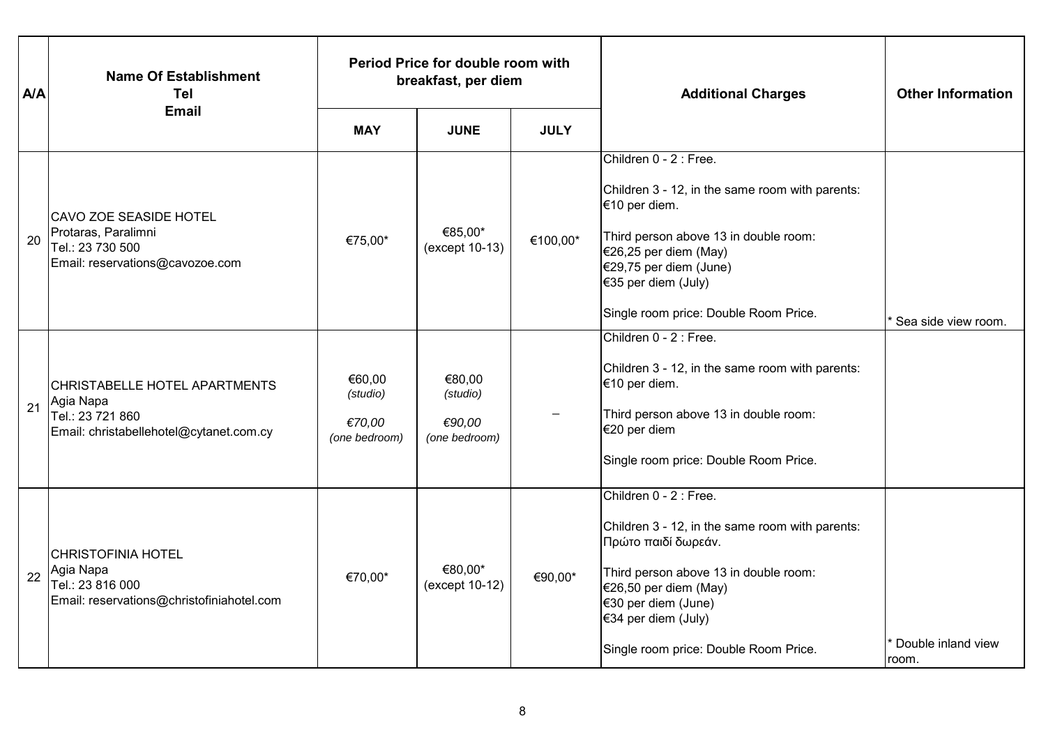| A/A | Name Of Establishment<br>Tel<br>Email | Period Price for double room with breakfast, per diem | | | Additional Charges | Other Information |
|---|---|---|---|---|---|---|
| | | MAY | JUNE | JULY | | |
| 20 | CAVO ZOE SEASIDE HOTEL<br>Protaras, Paralimni<br>Tel.: 23 730 500<br>Email: reservations@cavozoe.com | €75,00* | €85,00*<br>(except 10-13) | €100,00* | Children 0 - 2 : Free.<br><br>Children 3 - 12, in the same room with parents: €10 per diem.<br><br>Third person above 13 in double room:<br>€26,25 per diem (May)<br>€29,75 per diem (June)<br>€35 per diem (July)<br><br>Single room price: Double Room Price. | * Sea side view room. |
| 21 | CHRISTABELLE HOTEL APARTMENTS<br>Agia Napa<br>Tel.: 23 721 860<br>Email: christabellehotel@cytanet.com.cy | €60,00<br>*(studio)*<br><br>*€70,00*<br>*(one bedroom)* | €80,00<br>*(studio)*<br><br>*€90,00*<br>*(one bedroom)* | – | Children 0 - 2 : Free.<br><br>Children 3 - 12, in the same room with parents: €10 per diem.<br><br>Third person above 13 in double room:<br>€20 per diem<br><br>Single room price: Double Room Price. | |
| 22 | CHRISTOFINIA HOTEL<br>Agia Napa<br>Tel.: 23 816 000<br>Email: reservations@christofiniahotel.com | €70,00* | €80,00*<br>(except 10-12) | €90,00* | Children 0 - 2 : Free.<br><br>Children 3 - 12, in the same room with parents: Πρώτο παιδί δωρεάν.<br><br>Third person above 13 in double room:<br>€26,50 per diem (May)<br>€30 per diem (June)<br>€34 per diem (July)<br><br>Single room price: Double Room Price. | * Double inland view room. |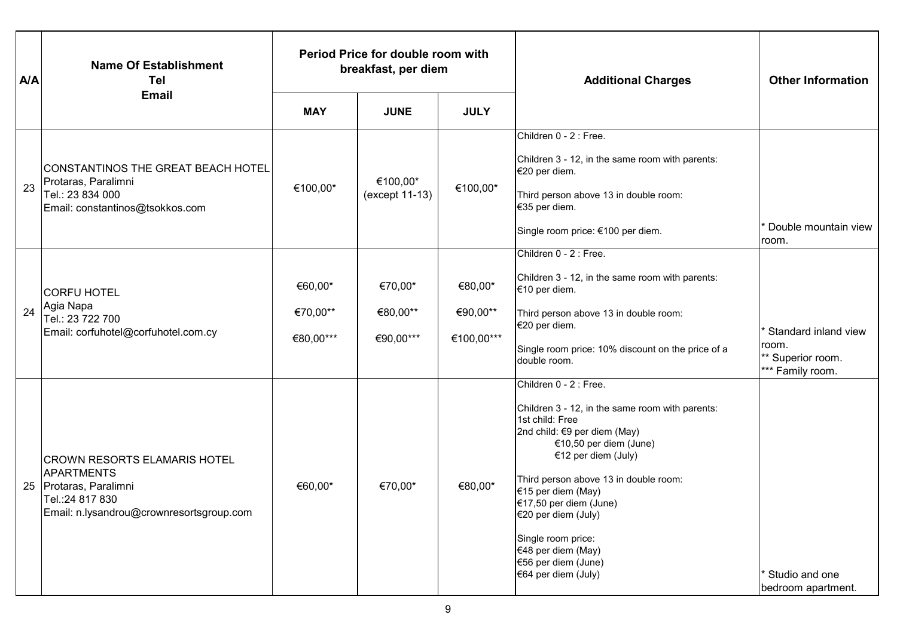| A/A | Name Of Establishment<br>Tel<br>Email | Period Price for double room with breakfast, per diem | | | Additional Charges | Other Information |
|---|---|---|---|---|---|---|
| | | MAY | JUNE | JULY | | |
| 23 | CONSTANTINOS THE GREAT BEACH HOTEL<br>Protaras, Paralimni<br>Tel.: 23 834 000<br>Email: constantinos@tsokkos.com | €100,00* | €100,00*<br>(except 11-13) | €100,00* | Children 0 - 2 : Free.<br><br>Children 3 - 12, in the same room with parents: €20 per diem.<br><br>Third person above 13 in double room: €35 per diem.<br><br>Single room price: €100 per diem. | * Double mountain view room. |
| 24 | CORFU HOTEL<br>Agia Napa<br>Tel.: 23 722 700<br>Email: corfuhotel@corfuhotel.com.cy | €60,00*<br>€70,00**<br>€80,00*** | €70,00*<br>€80,00**<br>€90,00*** | €80,00*<br>€90,00**<br>€100,00*** | Children 0 - 2 : Free.<br><br>Children 3 - 12, in the same room with parents: €10 per diem.<br><br>Third person above 13 in double room: €20 per diem.<br><br>Single room price: 10% discount on the price of a double room. | * Standard inland view room.<br>** Superior room.<br>*** Family room. |
| 25 | CROWN RESORTS ELAMARIS HOTEL APARTMENTS<br>Protaras, Paralimni<br>Tel.:24 817 830<br>Email: n.lysandrou@crownresortsgroup.com | €60,00* | €70,00* | €80,00* | Children 0 - 2 : Free.<br><br>Children 3 - 12, in the same room with parents:<br>1st child: Free<br>2nd child: €9 per diem (May)<br>€10,50 per diem (June)<br>€12 per diem (July)<br><br>Third person above 13 in double room:<br>€15 per diem (May)<br>€17,50 per diem (June)<br>€20 per diem (July)<br><br>Single room price:<br>€48 per diem (May)<br>€56 per diem (June)<br>€64 per diem (July) | * Studio and one bedroom apartment. |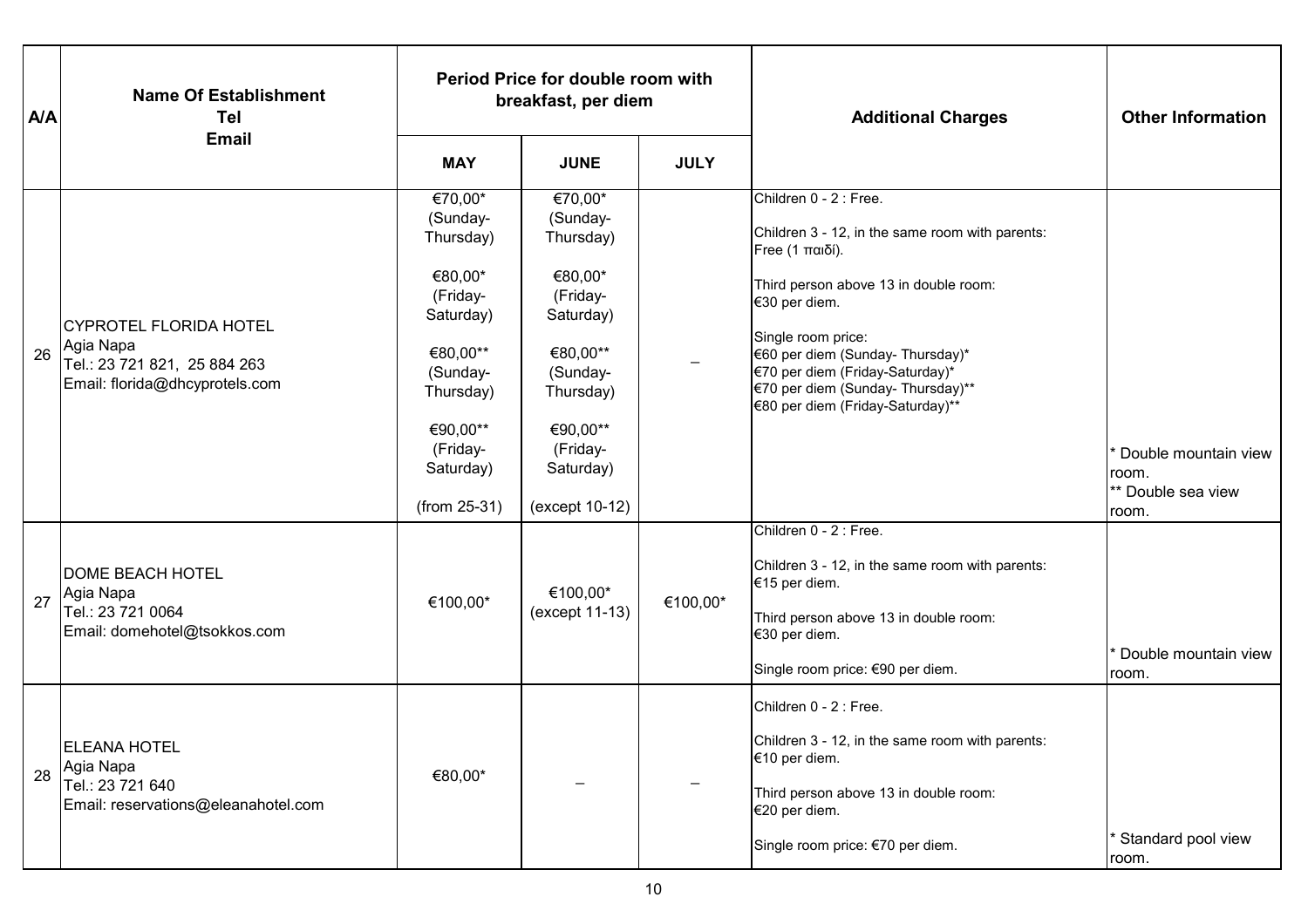| A/A | Name Of Establishment Tel Email | Period Price for double room with breakfast, per diem | | | Additional Charges | Other Information |
|---|---|---|---|---|---|---|
| | | MAY | JUNE | JULY | | |
| 26 | CYPROTEL FLORIDA HOTEL Agia Napa Tel.: 23 721 821, 25 884 263 Email: florida@dhcyprotels.com | €70,00* (Sunday-Thursday) €80,00* (Friday-Saturday) €80,00** (Sunday-Thursday) €90,00** (Friday-Saturday) (from 25-31) | €70,00* (Sunday-Thursday) €80,00* (Friday-Saturday) €80,00** (Sunday-Thursday) €90,00** (Friday-Saturday) (except 10-12) | – | Children 0 - 2 : Free. Children 3 - 12, in the same room with parents: Free (1 παιδί). Third person above 13 in double room: €30 per diem. Single room price: €60 per diem (Sunday- Thursday)* €70 per diem (Friday-Saturday)* €70 per diem (Sunday- Thursday)** €80 per diem (Friday-Saturday)** | * Double mountain view room. ** Double sea view room. |
| 27 | DOME BEACH HOTEL Agia Napa Tel.: 23 721 0064 Email: domehotel@tsokkos.com | €100,00* | €100,00* (except 11-13) | €100,00* | Children 0 - 2 : Free. Children 3 - 12, in the same room with parents: €15 per diem. Third person above 13 in double room: €30 per diem. Single room price: €90 per diem. | * Double mountain view room. |
| 28 | ELEANA HOTEL Agia Napa Tel.: 23 721 640 Email: reservations@eleanahotel.com | €80,00* | – | – | Children 0 - 2 : Free. Children 3 - 12, in the same room with parents: €10 per diem. Third person above 13 in double room: €20 per diem. Single room price: €70 per diem. | * Standard pool view room. |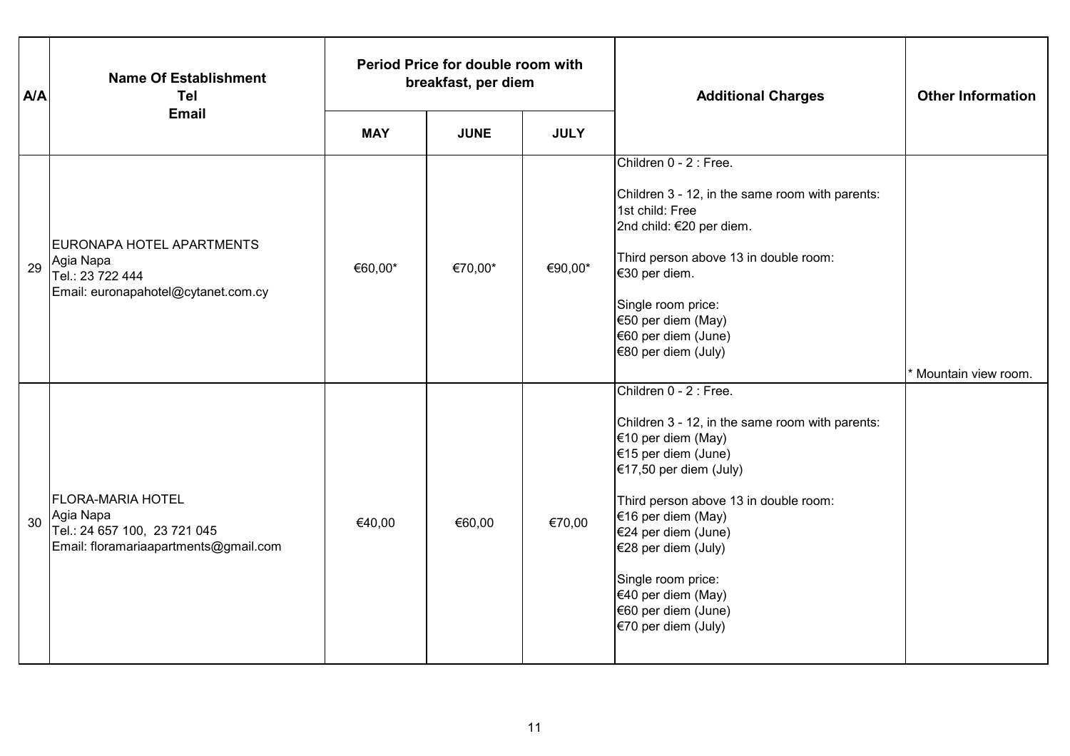| A/A | Name Of Establishment<br>Tel<br>Email | Period Price for double room with breakfast, per diem | | | Additional Charges | Other Information |
|---|---|---|---|---|---|---|
| | | MAY | JUNE | JULY | | |
| 29 | EURONAPA HOTEL APARTMENTS<br>Agia Napa<br>Tel.: 23 722 444<br>Email: euronapahotel@cytanet.com.cy | €60,00* | €70,00* | €90,00* | Children 0 - 2 : Free.<br><br>Children 3 - 12, in the same room with parents:<br>1st child: Free<br>2nd child: €20 per diem.<br><br>Third person above 13 in double room:<br>€30 per diem.<br><br>Single room price:<br>€50 per diem (May)<br>€60 per diem (June)<br>€80 per diem (July) | * Mountain view room. |
| 30 | FLORA-MARIA HOTEL<br>Agia Napa<br>Tel.: 24 657 100, 23 721 045<br>Email: floramariaapartments@gmail.com | €40,00 | €60,00 | €70,00 | Children 0 - 2 : Free.<br><br>Children 3 - 12, in the same room with parents:<br>€10 per diem (May)<br>€15 per diem (June)<br>€17,50 per diem (July)<br><br>Third person above 13 in double room:<br>€16 per diem (May)<br>€24 per diem (June)<br>€28 per diem (July)<br><br>Single room price:<br>€40 per diem (May)<br>€60 per diem (June)<br>€70 per diem (July) | |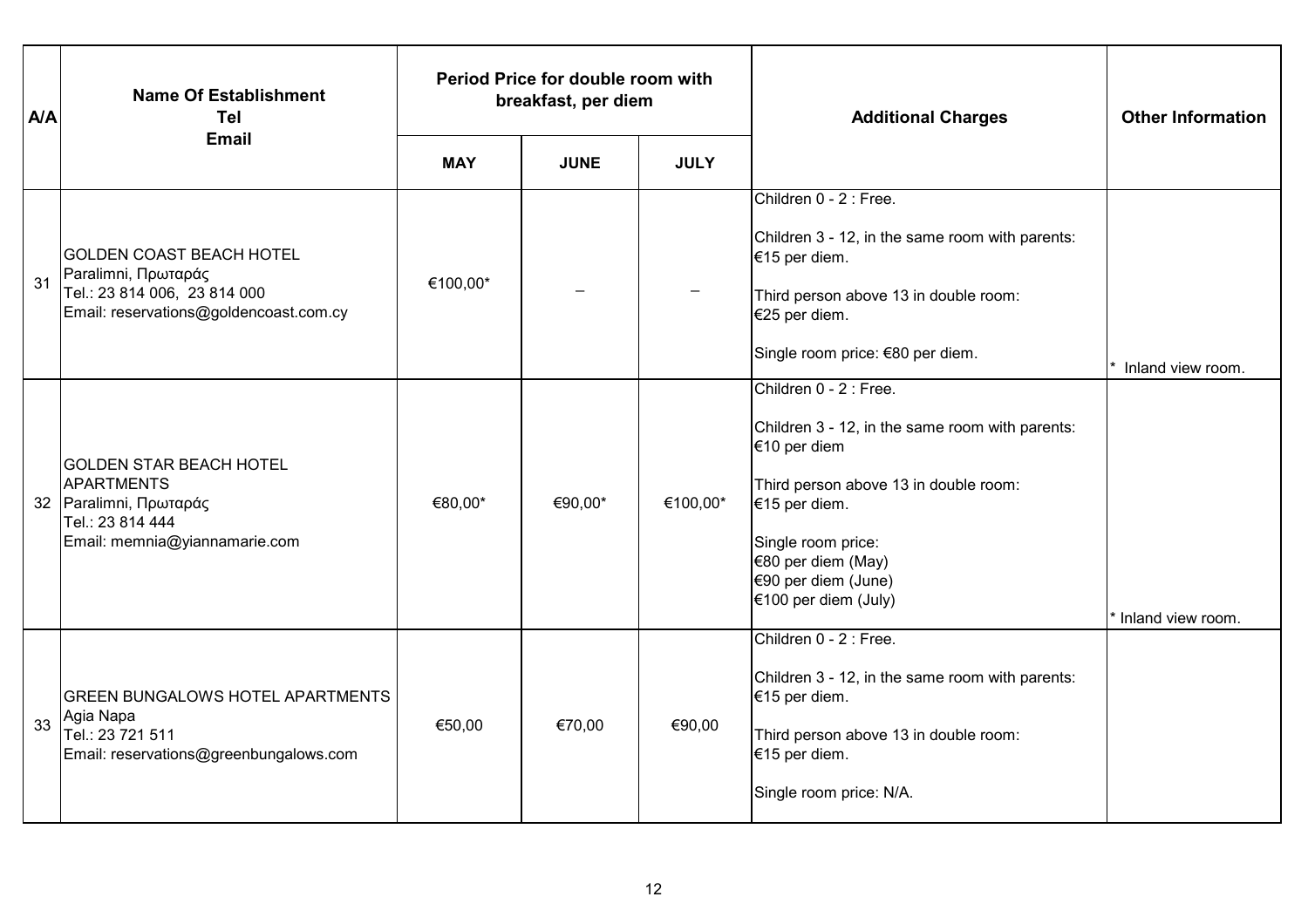| A/A | Name Of Establishment<br>Tel<br>Email | Period Price for double room with breakfast, per diem | | | Additional Charges | Other Information |
|---|---|---|---|---|---|---|
| | | MAY | JUNE | JULY | | |
| 31 | GOLDEN COAST BEACH HOTEL<br>Paralimni, Πρωταράς<br>Tel.: 23 814 006, 23 814 000<br>Email: reservations@goldencoast.com.cy | €100,00* | – | – | Children 0 - 2 : Free.<br>Children 3 - 12, in the same room with parents: €15 per diem.<br>Third person above 13 in double room: €25 per diem.<br>Single room price: €80 per diem. | * Inland view room. |
| 32 | GOLDEN STAR BEACH HOTEL APARTMENTS<br>Paralimni, Πρωταράς<br>Tel.: 23 814 444<br>Email: memnia@yiannamarie.com | €80,00* | €90,00* | €100,00* | Children 0 - 2 : Free.<br>Children 3 - 12, in the same room with parents: €10 per diem<br>Third person above 13 in double room: €15 per diem.<br>Single room price:<br>€80 per diem (May)<br>€90 per diem (June)<br>€100 per diem (July) | * Inland view room. |
| 33 | GREEN BUNGALOWS HOTEL APARTMENTS<br>Agia Napa<br>Tel.: 23 721 511<br>Email: reservations@greenbungalows.com | €50,00 | €70,00 | €90,00 | Children 0 - 2 : Free.<br>Children 3 - 12, in the same room with parents: €15 per diem.<br>Third person above 13 in double room: €15 per diem.<br>Single room price: N/A. | |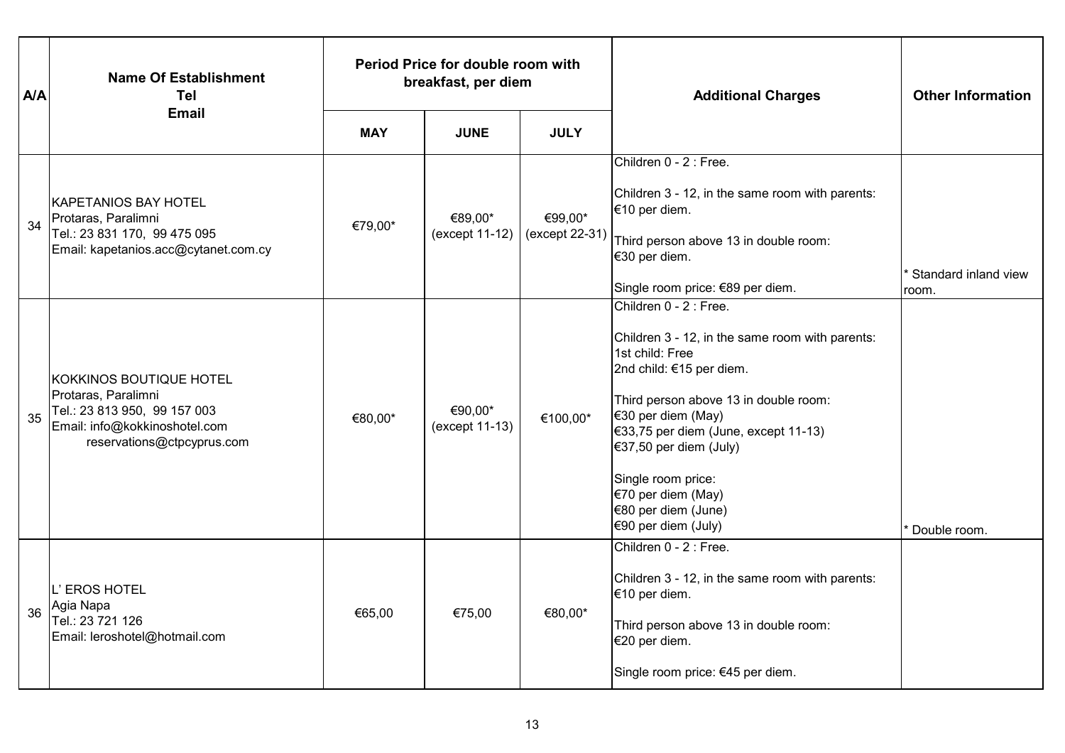| A/A | Name Of Establishment<br>Tel<br>Email | Period Price for double room with breakfast, per diem | | | Additional Charges | Other Information |
|---|---|---|---|---|---|---|
| | | **MAY** | **JUNE** | **JULY** | | |
| 34 | KAPETANIOS BAY HOTEL<br>Protaras, Paralimni<br>Tel.: 23 831 170, 99 475 095<br>Email: kapetanios.acc@cytanet.com.cy | €79,00* | €89,00* (except 11-12) | €99,00* (except 22-31) | Children 0 - 2 : Free.<br><br>Children 3 - 12, in the same room with parents: €10 per diem.<br><br>Third person above 13 in double room: €30 per diem.<br><br>Single room price: €89 per diem. | * Standard inland view room. |
| 35 | KOKKINOS BOUTIQUE HOTEL<br>Protaras, Paralimni<br>Tel.: 23 813 950, 99 157 003<br>Email: info@kokkinoshotel.com<br>reservations@ctpcyprus.com | €80,00* | €90,00* (except 11-13) | €100,00* | Children 0 - 2 : Free.<br><br>Children 3 - 12, in the same room with parents:<br>1st child: Free<br>2nd child: €15 per diem.<br><br>Third person above 13 in double room:<br>€30 per diem (May)<br>€33,75 per diem (June, except 11-13)<br>€37,50 per diem (July)<br><br>Single room price:<br>€70 per diem (May)<br>€80 per diem (June)<br>€90 per diem (July) | * Double room. |
| 36 | L' EROS HOTEL<br>Agia Napa<br>Tel.: 23 721 126<br>Email: leroshotel@hotmail.com | €65,00 | €75,00 | €80,00* | Children 0 - 2 : Free.<br><br>Children 3 - 12, in the same room with parents: €10 per diem.<br><br>Third person above 13 in double room: €20 per diem.<br><br>Single room price: €45 per diem. | |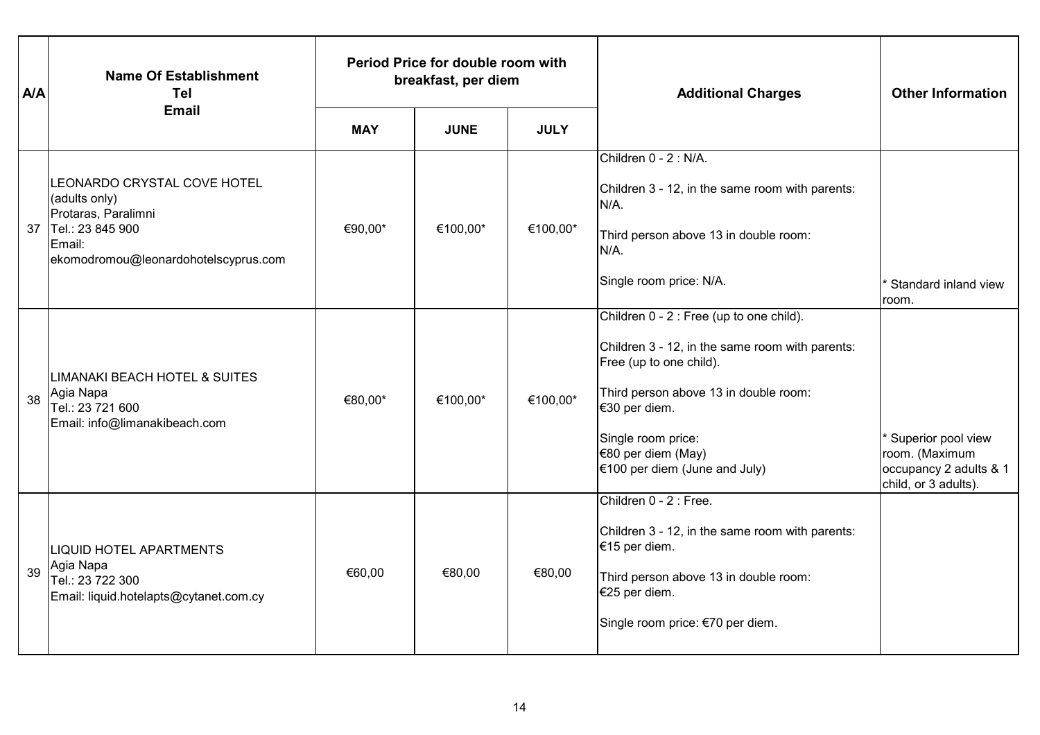| A/A | Name Of Establishment<br>Tel<br>Email | Period Price for double room with breakfast, per diem | | | Additional Charges | Other Information |
|---|---|---|---|---|---|---|
| | | MAY | JUNE | JULY | | |
| 37 | LEONARDO CRYSTAL COVE HOTEL<br>(adults only)<br>Protaras, Paralimni<br>Tel.: 23 845 900<br>Email:<br>ekomodromou@leonardohotelscyprus.com | €90,00* | €100,00* | €100,00* | Children 0 - 2 : N/A.<br><br>Children 3 - 12, in the same room with parents: N/A.<br><br>Third person above 13 in double room: N/A.<br><br>Single room price: N/A. | * Standard inland view room. |
| 38 | LIMANAKI BEACH HOTEL & SUITES<br>Agia Napa<br>Tel.: 23 721 600<br>Email: info@limanakibeach.com | €80,00* | €100,00* | €100,00* | Children 0 - 2 : Free (up to one child).<br><br>Children 3 - 12, in the same room with parents: Free (up to one child).<br><br>Third person above 13 in double room: €30 per diem.<br><br>Single room price:<br>€80 per diem (May)<br>€100 per diem (June and July) | * Superior pool view room. (Maximum occupancy 2 adults & 1 child, or 3 adults). |
| 39 | LIQUID HOTEL APARTMENTS<br>Agia Napa<br>Tel.: 23 722 300<br>Email: liquid.hotelapts@cytanet.com.cy | €60,00 | €80,00 | €80,00 | Children 0 - 2 : Free.<br><br>Children 3 - 12, in the same room with parents: €15 per diem.<br><br>Third person above 13 in double room: €25 per diem.<br><br>Single room price: €70 per diem. | |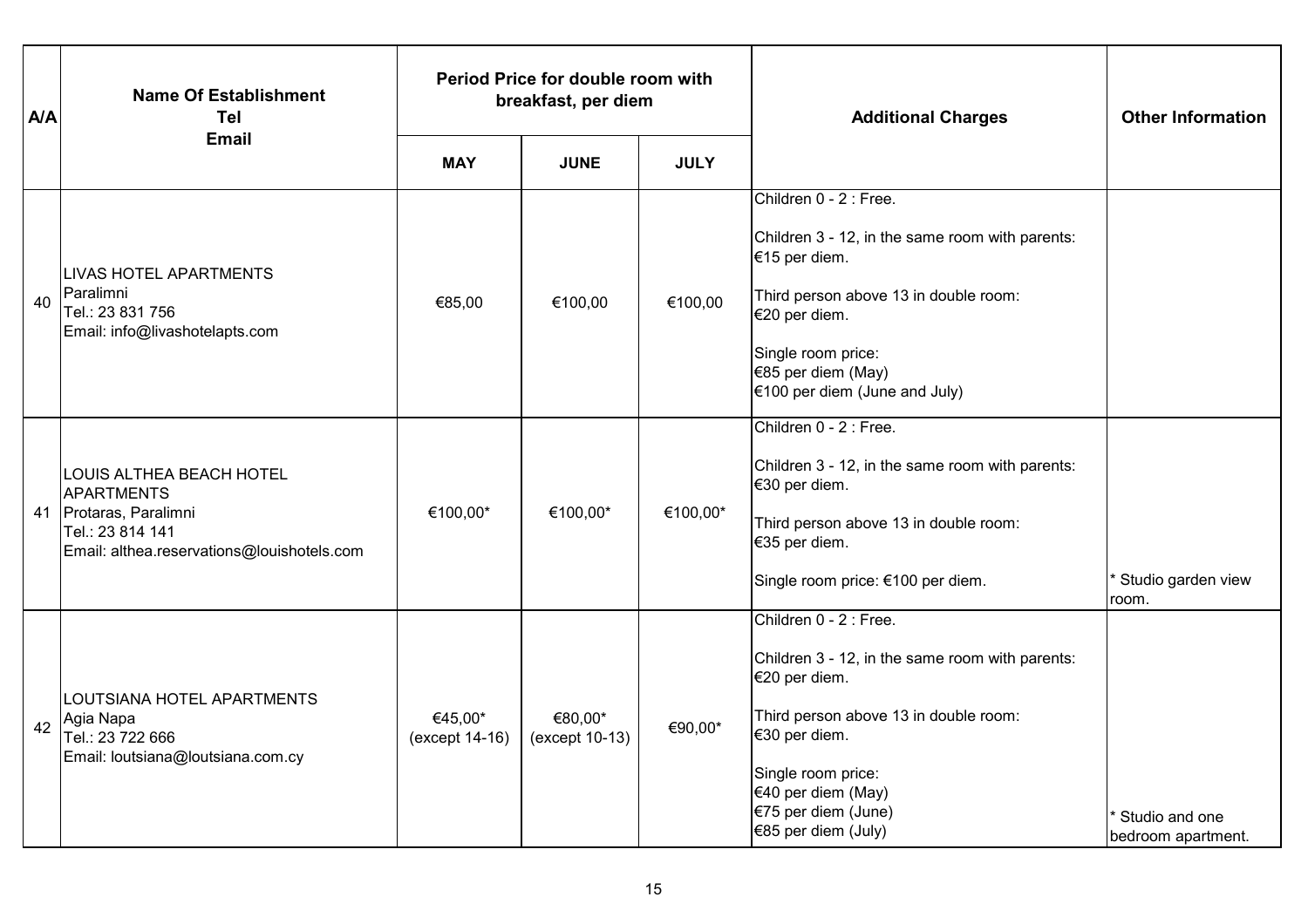| A/A | Name Of Establishment<br>Tel<br>Email | Period Price for double room with breakfast, per diem | | | Additional Charges | Other Information |
|---|---|---|---|---|---|---|
| | | MAY | JUNE | JULY | | |
| 40 | LIVAS HOTEL APARTMENTS<br>Paralimni<br>Tel.: 23 831 756<br>Email: info@livashotelapts.com | €85,00 | €100,00 | €100,00 | Children 0 - 2 : Free.<br><br>Children 3 - 12, in the same room with parents: €15 per diem.<br><br>Third person above 13 in double room: €20 per diem.<br><br>Single room price:<br>€85 per diem (May)<br>€100 per diem (June and July) | |
| 41 | LOUIS ALTHEA BEACH HOTEL APARTMENTS<br>Protaras, Paralimni<br>Tel.: 23 814 141<br>Email: althea.reservations@louishotels.com | €100,00* | €100,00* | €100,00* | Children 0 - 2 : Free.<br><br>Children 3 - 12, in the same room with parents: €30 per diem.<br><br>Third person above 13 in double room: €35 per diem.<br><br>Single room price: €100 per diem. | * Studio garden view room. |
| 42 | LOUTSIANA HOTEL APARTMENTS<br>Agia Napa<br>Tel.: 23 722 666<br>Email: loutsiana@loutsiana.com.cy | €45,00*<br>(except 14-16) | €80,00*<br>(except 10-13) | €90,00* | Children 0 - 2 : Free.<br><br>Children 3 - 12, in the same room with parents: €20 per diem.<br><br>Third person above 13 in double room: €30 per diem.<br><br>Single room price:<br>€40 per diem (May)<br>€75 per diem (June)<br>€85 per diem (July) | * Studio and one bedroom apartment. |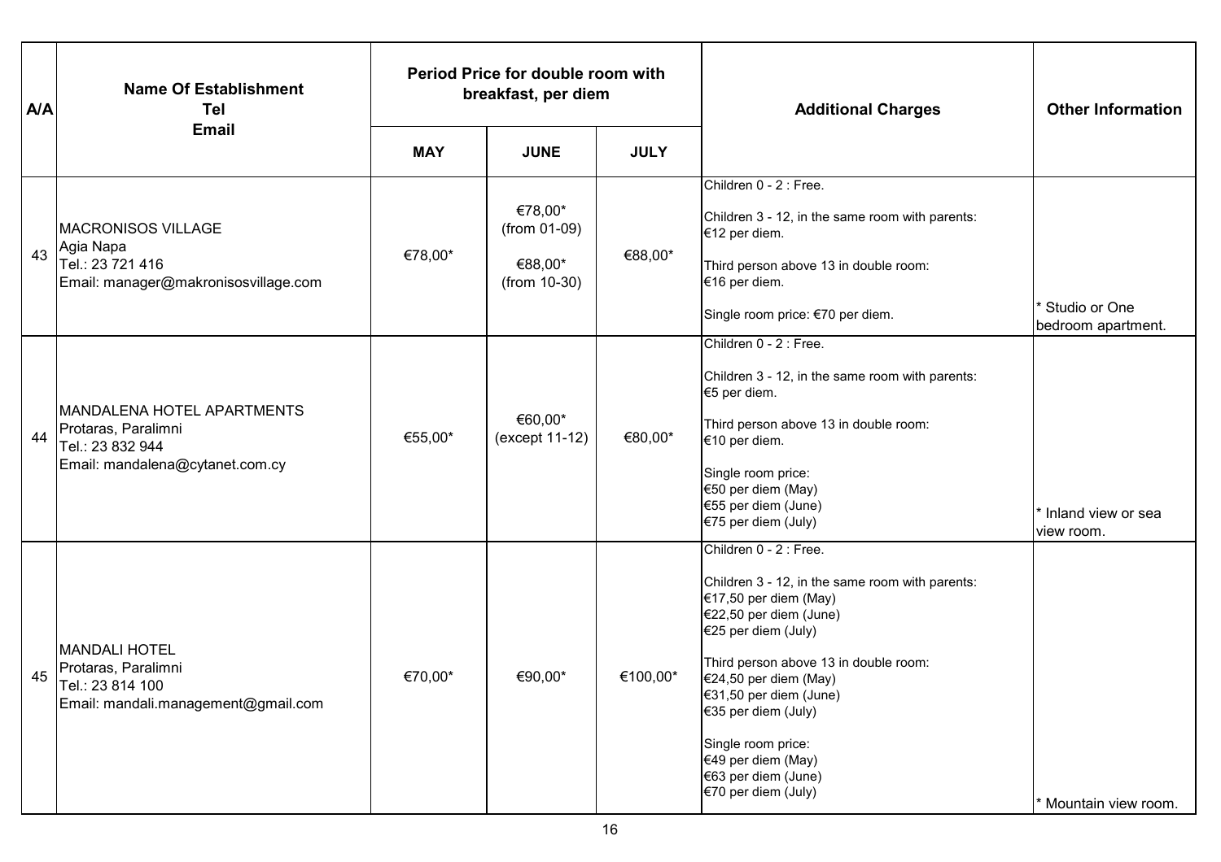| A/A | Name Of Establishment<br>Tel<br>Email | Period Price for double room with breakfast, per diem | | | Additional Charges | Other Information |
|---|---|---|---|---|---|---|
| | | MAY | JUNE | JULY | | |
| 43 | MACRONISOS VILLAGE<br>Agia Napa<br>Tel.: 23 721 416<br>Email: manager@makronisosvillage.com | €78,00* | €78,00* (from 01-09)<br>€88,00* (from 10-30) | €88,00* | Children 0 - 2 : Free.<br>Children 3 - 12, in the same room with parents: €12 per diem.<br>Third person above 13 in double room: €16 per diem.<br>Single room price: €70 per diem. | * Studio or One bedroom apartment. |
| 44 | MANDALENA HOTEL APARTMENTS<br>Protaras, Paralimni<br>Tel.: 23 832 944<br>Email: mandalena@cytanet.com.cy | €55,00* | €60,00* (except 11-12) | €80,00* | Children 0 - 2 : Free.<br>Children 3 - 12, in the same room with parents: €5 per diem.<br>Third person above 13 in double room: €10 per diem.<br>Single room price:<br>€50 per diem (May)<br>€55 per diem (June)<br>€75 per diem (July) | * Inland view or sea view room. |
| 45 | MANDALI HOTEL<br>Protaras, Paralimni<br>Tel.: 23 814 100<br>Email: mandali.management@gmail.com | €70,00* | €90,00* | €100,00* | Children 0 - 2 : Free.<br>Children 3 - 12, in the same room with parents:<br>€17,50 per diem (May)<br>€22,50 per diem (June)<br>€25 per diem (July)<br>Third person above 13 in double room:<br>€24,50 per diem (May)<br>€31,50 per diem (June)<br>€35 per diem (July)<br>Single room price:<br>€49 per diem (May)<br>€63 per diem (June)<br>€70 per diem (July) | * Mountain view room. |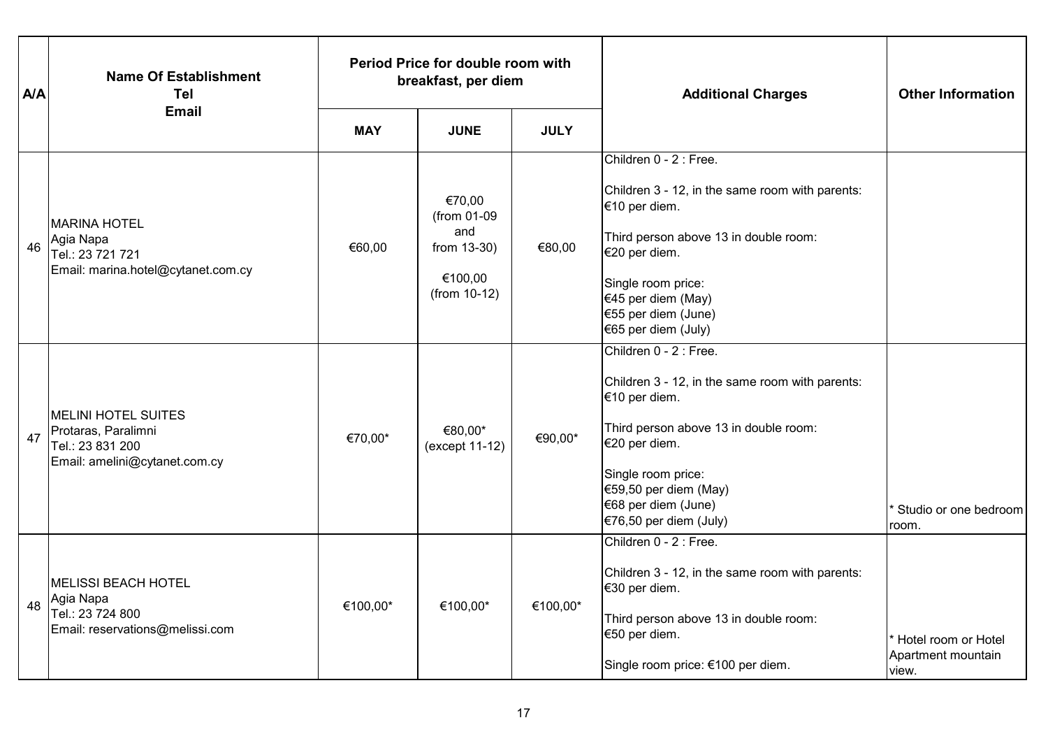| A/A | Name Of Establishment<br>Tel<br>Email | Period Price for double room with breakfast, per diem | | | Additional Charges | Other Information |
|---|---|---|---|---|---|---|
| | | MAY | JUNE | JULY | | |
| 46 | MARINA HOTEL<br>Agia Napa<br>Tel.: 23 721 721<br>Email: marina.hotel@cytanet.com.cy | €60,00 | €70,00<br>(from 01-09 and from 13-30)<br>€100,00<br>(from 10-12) | €80,00 | Children 0 - 2 : Free.<br>Children 3 - 12, in the same room with parents: €10 per diem.<br>Third person above 13 in double room: €20 per diem.<br>Single room price:<br>€45 per diem (May)<br>€55 per diem (June)<br>€65 per diem (July) | |
| 47 | MELINI HOTEL SUITES<br>Protaras, Paralimni<br>Tel.: 23 831 200<br>Email: amelini@cytanet.com.cy | €70,00* | €80,00*<br>(except 11-12) | €90,00* | Children 0 - 2 : Free.<br>Children 3 - 12, in the same room with parents: €10 per diem.<br>Third person above 13 in double room: €20 per diem.<br>Single room price:<br>€59,50 per diem (May)<br>€68 per diem (June)<br>€76,50 per diem (July) | * Studio or one bedroom room. |
| 48 | MELISSI BEACH HOTEL<br>Agia Napa<br>Tel.: 23 724 800<br>Email: reservations@melissi.com | €100,00* | €100,00* | €100,00* | Children 0 - 2 : Free.<br>Children 3 - 12, in the same room with parents: €30 per diem.<br>Third person above 13 in double room: €50 per diem.<br>Single room price: €100 per diem. | * Hotel room or Hotel Apartment mountain view. |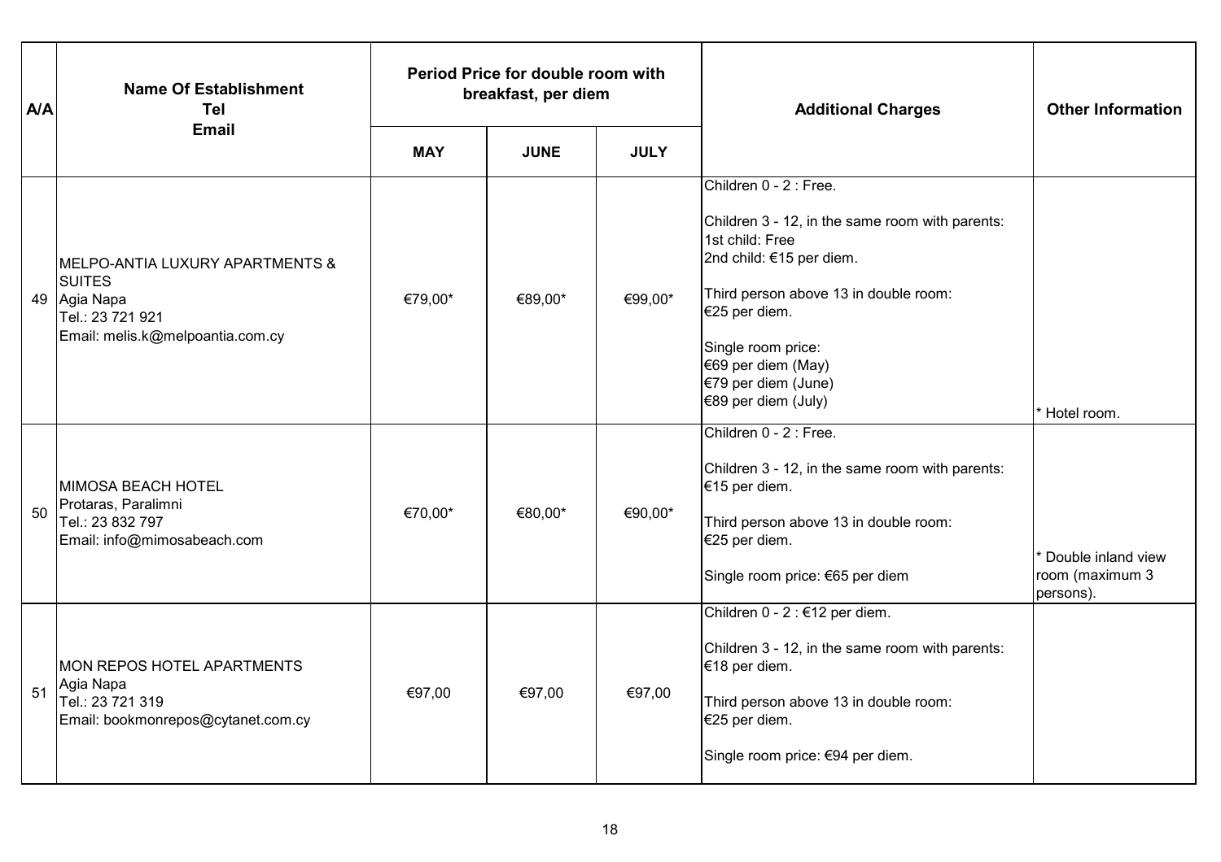| A/A | Name Of Establishment<br>Tel<br>Email | Period Price for double room with breakfast, per diem | | | Additional Charges | Other Information |
|---|---|---|---|---|---|---|
| | | MAY | JUNE | JULY | | |
| 49 | MELPO-ANTIA LUXURY APARTMENTS & SUITES<br>Agia Napa<br>Tel.: 23 721 921<br>Email: melis.k@melpoantia.com.cy | €79,00* | €89,00* | €99,00* | Children 0 - 2 : Free.<br><br>Children 3 - 12, in the same room with parents:<br>1st child: Free<br>2nd child: €15 per diem.<br><br>Third person above 13 in double room:<br>€25 per diem.<br><br>Single room price:<br>€69 per diem (May)<br>€79 per diem (June)<br>€89 per diem (July) | * Hotel room. |
| 50 | MIMOSA BEACH HOTEL<br>Protaras, Paralimni<br>Tel.: 23 832 797<br>Email: info@mimosabeach.com | €70,00* | €80,00* | €90,00* | Children 0 - 2 : Free.<br><br>Children 3 - 12, in the same room with parents:<br>€15 per diem.<br><br>Third person above 13 in double room:<br>€25 per diem.<br><br>Single room price: €65 per diem | * Double inland view room (maximum 3 persons). |
| 51 | MON REPOS HOTEL APARTMENTS<br>Agia Napa<br>Tel.: 23 721 319<br>Email: bookmonrepos@cytanet.com.cy | €97,00 | €97,00 | €97,00 | Children 0 - 2 : €12 per diem.<br><br>Children 3 - 12, in the same room with parents:<br>€18 per diem.<br><br>Third person above 13 in double room:<br>€25 per diem.<br><br>Single room price: €94 per diem. | |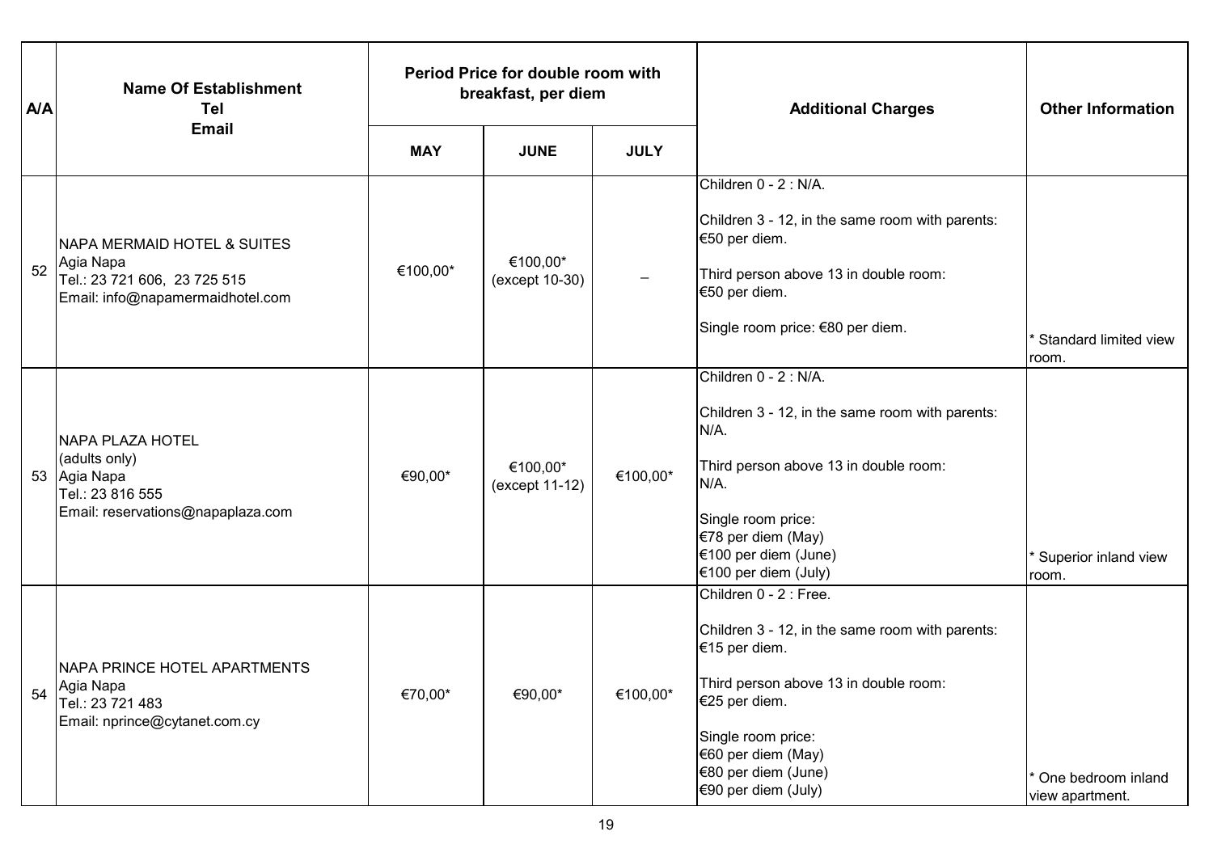| A/A | Name Of Establishment<br>Tel<br>Email | Period Price for double room with breakfast, per diem | | | Additional Charges | Other Information |
|---|---|---|---|---|---|---|
| | | MAY | JUNE | JULY | | |
| 52 | NAPA MERMAID HOTEL & SUITES<br>Agia Napa<br>Tel.: 23 721 606, 23 725 515<br>Email: info@napamermaidhotel.com | €100,00* | €100,00*<br>(except 10-30) | – | Children 0 - 2 : N/A.<br><br>Children 3 - 12, in the same room with parents: €50 per diem.<br><br>Third person above 13 in double room: €50 per diem.<br><br>Single room price: €80 per diem. | * Standard limited view room. |
| 53 | NAPA PLAZA HOTEL<br>(adults only)<br>Agia Napa<br>Tel.: 23 816 555<br>Email: reservations@napaplaza.com | €90,00* | €100,00*<br>(except 11-12) | €100,00* | Children 0 - 2 : N/A.<br><br>Children 3 - 12, in the same room with parents: N/A.<br><br>Third person above 13 in double room: N/A.<br><br>Single room price:<br>€78 per diem (May)<br>€100 per diem (June)<br>€100 per diem (July) | * Superior inland view room. |
| 54 | NAPA PRINCE HOTEL APARTMENTS<br>Agia Napa<br>Tel.: 23 721 483<br>Email: nprince@cytanet.com.cy | €70,00* | €90,00* | €100,00* | Children 0 - 2 : Free.<br><br>Children 3 - 12, in the same room with parents: €15 per diem.<br><br>Third person above 13 in double room: €25 per diem.<br><br>Single room price:<br>€60 per diem (May)<br>€80 per diem (June)<br>€90 per diem (July) | * One bedroom inland view apartment. |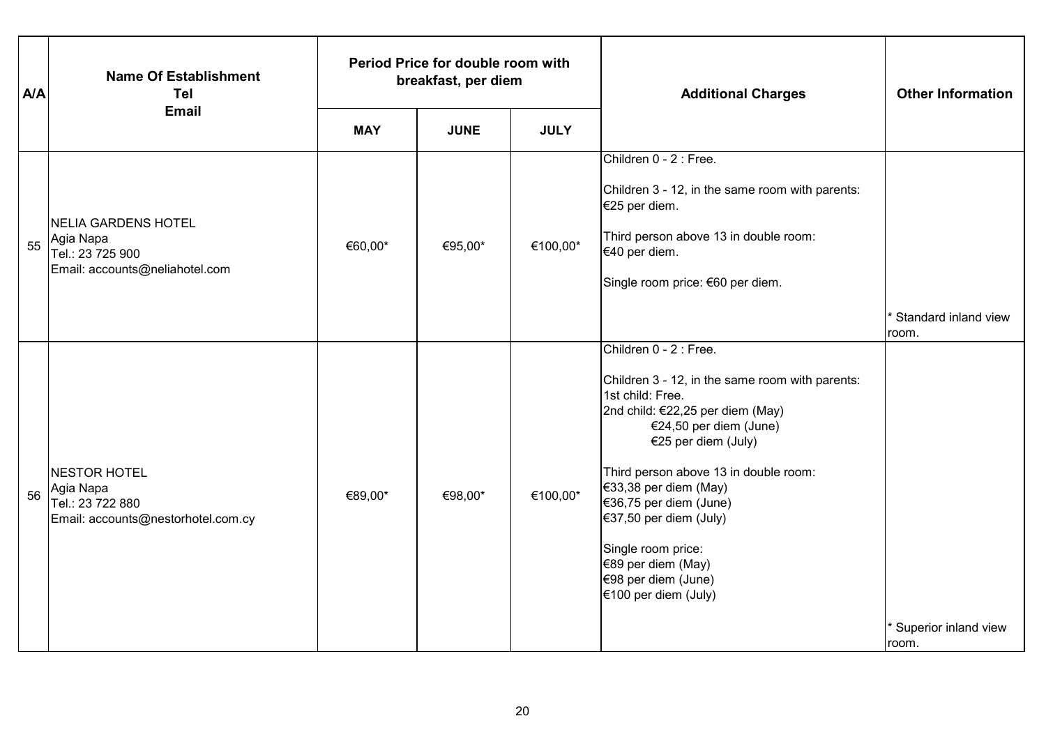| A/A | Name Of Establishment<br>Tel<br>Email | Period Price for double room with breakfast, per diem | | | Additional Charges | Other Information |
|---|---|---|---|---|---|---|
| | | MAY | JUNE | JULY | | |
| 55 | NELIA GARDENS HOTEL<br>Agia Napa<br>Tel.: 23 725 900<br>Email: accounts@neliahotel.com | €60,00* | €95,00* | €100,00* | Children 0 - 2 : Free.<br><br>Children 3 - 12, in the same room with parents: €25 per diem.<br><br>Third person above 13 in double room: €40 per diem.<br><br>Single room price: €60 per diem. | * Standard inland view room. |
| 56 | NESTOR HOTEL<br>Agia Napa<br>Tel.: 23 722 880<br>Email: accounts@nestorhotel.com.cy | €89,00* | €98,00* | €100,00* | Children 0 - 2 : Free.<br><br>Children 3 - 12, in the same room with parents:<br>1st child: Free.<br>2nd child: €22,25 per diem (May)<br>€24,50 per diem (June)<br>€25 per diem (July)<br><br>Third person above 13 in double room:<br>€33,38 per diem (May)<br>€36,75 per diem (June)<br>€37,50 per diem (July)<br><br>Single room price:<br>€89 per diem (May)<br>€98 per diem (June)<br>€100 per diem (July) | * Superior inland view room. |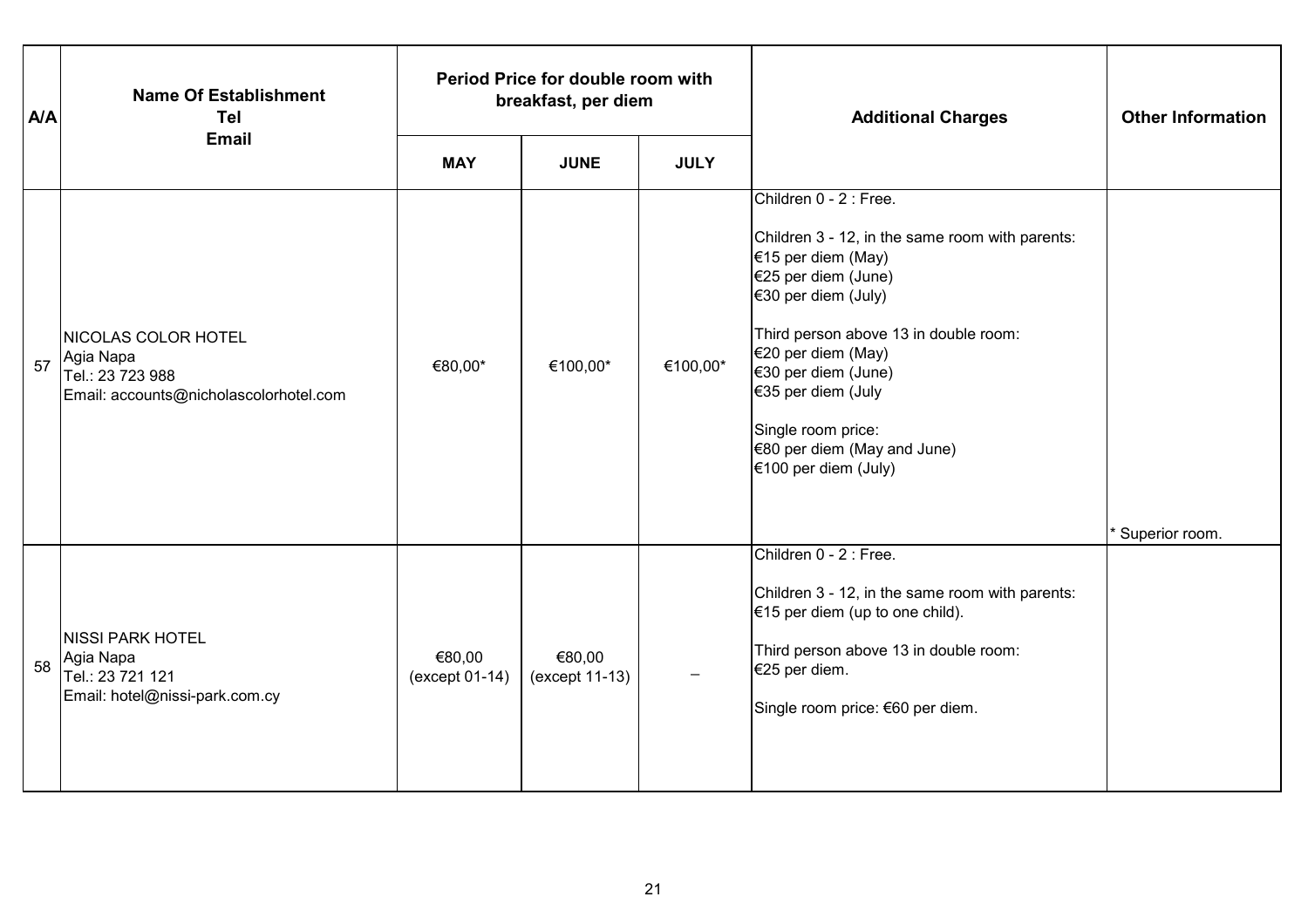| A/A | Name Of Establishment<br>Tel<br>Email | Period Price for double room with breakfast, per diem | | | Additional Charges | Other Information |
|---|---|---|---|---|---|---|
| | | MAY | JUNE | JULY | | |
| 57 | NICOLAS COLOR HOTEL<br>Agia Napa<br>Tel.: 23 723 988<br>Email: accounts@nicholascolorhotel.com | €80,00* | €100,00* | €100,00* | Children 0 - 2 : Free.<br><br>Children 3 - 12, in the same room with parents:<br>€15 per diem (May)<br>€25 per diem (June)<br>€30 per diem (July)<br><br>Third person above 13 in double room:<br>€20 per diem (May)<br>€30 per diem (June)<br>€35 per diem (July<br><br>Single room price:<br>€80 per diem (May and June)<br>€100 per diem (July) | * Superior room. |
| 58 | NISSI PARK HOTEL<br>Agia Napa<br>Tel.: 23 721 121<br>Email: hotel@nissi-park.com.cy | €80,00<br>(except 01-14) | €80,00<br>(except 11-13) | – | Children 0 - 2 : Free.<br><br>Children 3 - 12, in the same room with parents:<br>€15 per diem (up to one child).<br><br>Third person above 13 in double room:<br>€25 per diem.<br><br>Single room price: €60 per diem. | |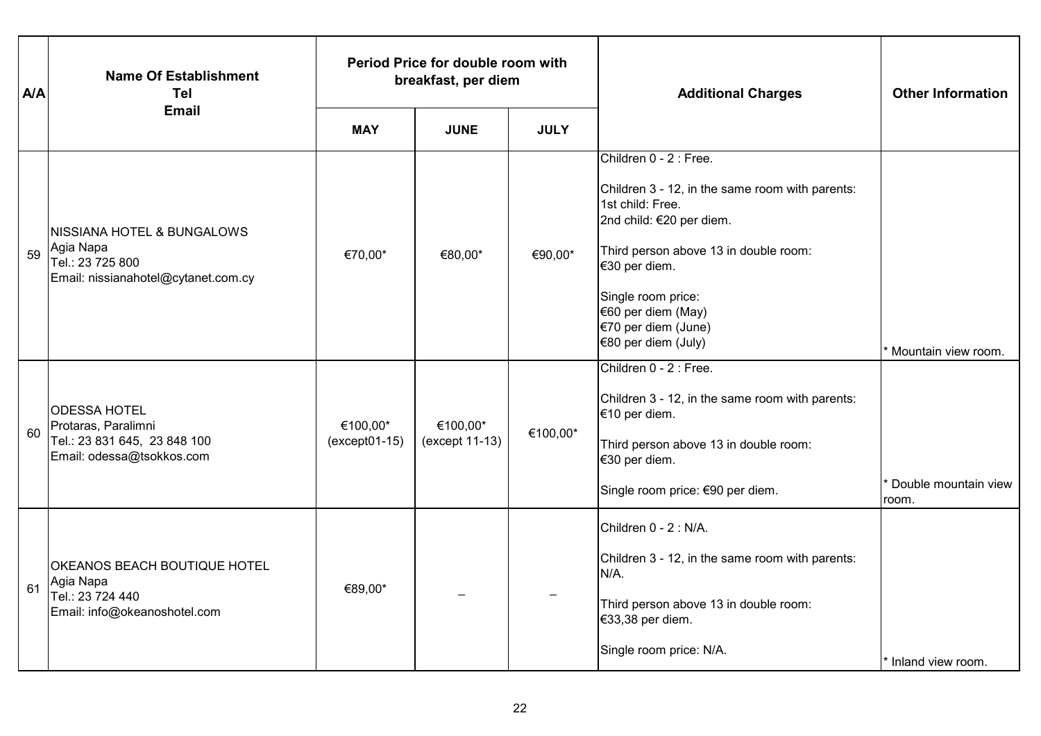| A/A | Name Of Establishment<br>Tel<br>Email | Period Price for double room with breakfast, per diem | | | Additional Charges | Other Information |
|---|---|---|---|---|---|---|
| | | MAY | JUNE | JULY | | |
| 59 | NISSIANA HOTEL & BUNGALOWS<br>Agia Napa<br>Tel.: 23 725 800<br>Email: nissianahotel@cytanet.com.cy | €70,00* | €80,00* | €90,00* | Children 0 - 2 : Free.<br><br>Children 3 - 12, in the same room with parents:<br>1st child: Free.<br>2nd child: €20 per diem.<br><br>Third person above 13 in double room:<br>€30 per diem.<br><br>Single room price:<br>€60 per diem (May)<br>€70 per diem (June)<br>€80 per diem (July) | * Mountain view room. |
| 60 | ODESSA HOTEL<br>Protaras, Paralimni<br>Tel.: 23 831 645, 23 848 100<br>Email: odessa@tsokkos.com | €100,00*<br>(except01-15) | €100,00*<br>(except 11-13) | €100,00* | Children 0 - 2 : Free.<br><br>Children 3 - 12, in the same room with parents:<br>€10 per diem.<br><br>Third person above 13 in double room:<br>€30 per diem.<br><br>Single room price: €90 per diem. | * Double mountain view room. |
| 61 | OKEANOS BEACH BOUTIQUE HOTEL<br>Agia Napa<br>Tel.: 23 724 440<br>Email: info@okeanoshotel.com | €89,00* | – | – | Children 0 - 2 : N/A.<br><br>Children 3 - 12, in the same room with parents:<br>N/A.<br><br>Third person above 13 in double room:<br>€33,38 per diem.<br><br>Single room price: N/A. | * Inland view room. |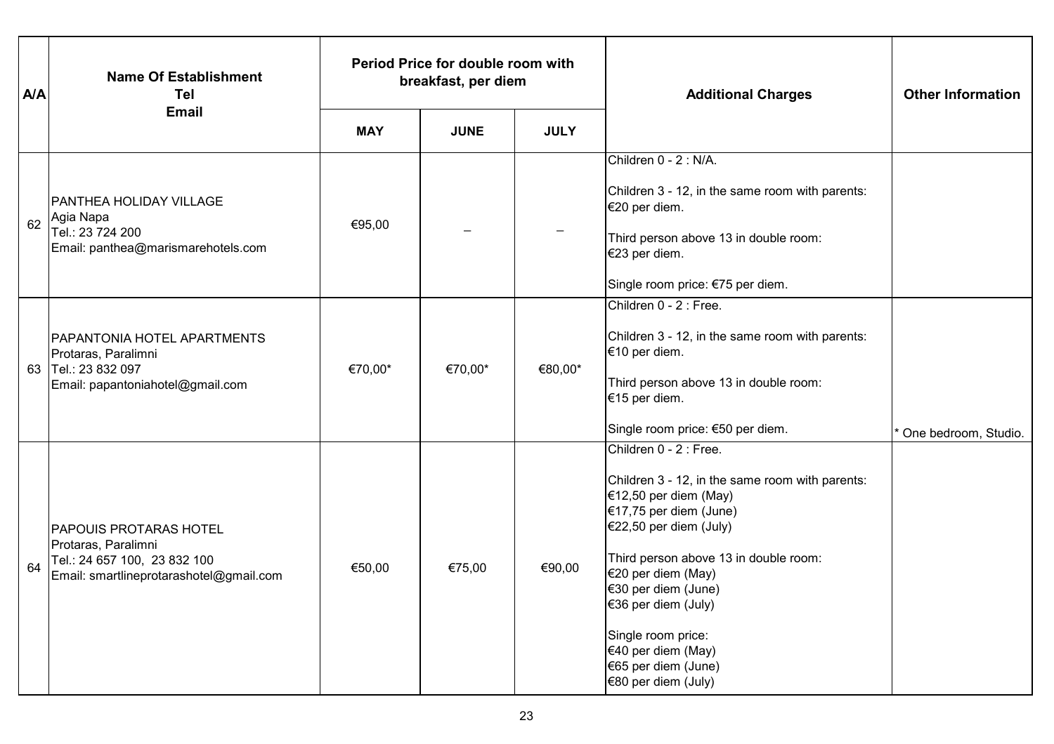| A/A | Name Of Establishment<br>Tel<br>Email | Period Price for double room with breakfast, per diem | | | Additional Charges | Other Information |
|---|---|---|---|---|---|---|
| | | **MAY** | **JUNE** | **JULY** | | |
| 62 | PANTHEA HOLIDAY VILLAGE<br>Agia Napa<br>Tel.: 23 724 200<br>Email: panthea@marismarehotels.com | €95,00 | – | – | Children 0 - 2 : N/A.<br><br>Children 3 - 12, in the same room with parents: €20 per diem.<br><br>Third person above 13 in double room: €23 per diem.<br><br>Single room price: €75 per diem. | |
| 63 | PAPANTONIA HOTEL APARTMENTS<br>Protaras, Paralimni<br>Tel.: 23 832 097<br>Email: papantoniahotel@gmail.com | €70,00* | €70,00* | €80,00* | Children 0 - 2 : Free.<br><br>Children 3 - 12, in the same room with parents: €10 per diem.<br><br>Third person above 13 in double room: €15 per diem.<br><br>Single room price: €50 per diem. | * One bedroom, Studio. |
| 64 | PAPOUIS PROTARAS HOTEL<br>Protaras, Paralimni<br>Tel.: 24 657 100, 23 832 100<br>Email: smartlineprotarashotel@gmail.com | €50,00 | €75,00 | €90,00 | Children 0 - 2 : Free.<br><br>Children 3 - 12, in the same room with parents:<br>€12,50 per diem (May)<br>€17,75 per diem (June)<br>€22,50 per diem (July)<br><br>Third person above 13 in double room:<br>€20 per diem (May)<br>€30 per diem (June)<br>€36 per diem (July)<br><br>Single room price:<br>€40 per diem (May)<br>€65 per diem (June)<br>€80 per diem (July) | |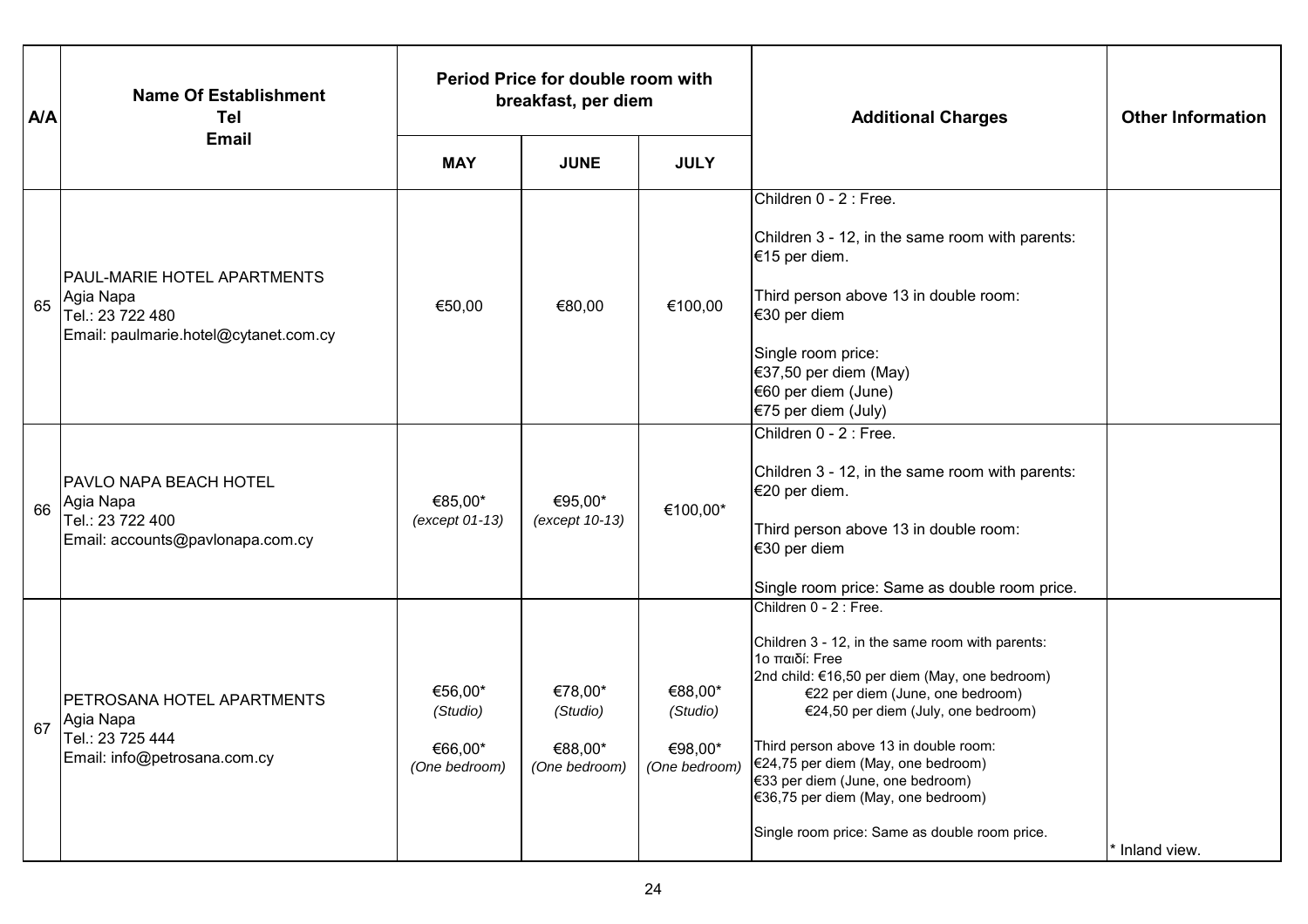| A/A | Name Of Establishment<br>Tel<br>Email | Period Price for double room with breakfast, per diem | | | Additional Charges | Other Information |
|---|---|---|---|---|---|---|
| | | **MAY** | **JUNE** | **JULY** | | |
| 65 | PAUL-MARIE HOTEL APARTMENTS<br>Agia Napa<br>Tel.: 23 722 480<br>Email: paulmarie.hotel@cytanet.com.cy | €50,00 | €80,00 | €100,00 | Children 0 - 2 : Free.<br><br>Children 3 - 12, in the same room with parents: €15 per diem.<br><br>Third person above 13 in double room: €30 per diem<br><br>Single room price:<br>€37,50 per diem (May)<br>€60 per diem (June)<br>€75 per diem (July) | |
| 66 | PAVLO NAPA BEACH HOTEL<br>Agia Napa<br>Tel.: 23 722 400<br>Email: accounts@pavlonapa.com.cy | €85,00*<br>*(except 01-13)* | €95,00*<br>*(except 10-13)* | €100,00* | Children 0 - 2 : Free.<br><br>Children 3 - 12, in the same room with parents: €20 per diem.<br><br>Third person above 13 in double room: €30 per diem<br><br>Single room price: Same as double room price. | |
| 67 | PETROSANA HOTEL APARTMENTS<br>Agia Napa<br>Tel.: 23 725 444<br>Email: info@petrosana.com.cy | €56,00*<br>*(Studio)*<br><br>€66,00*<br>*(One bedroom)* | €78,00*<br>*(Studio)*<br><br>€88,00*<br>*(One bedroom)* | €88,00*<br>*(Studio)*<br><br>€98,00*<br>*(One bedroom)* | Children 0 - 2 : Free.<br><br>Children 3 - 12, in the same room with parents:<br>1ο παιδί: Free<br>2nd child: €16,50 per diem (May, one bedroom)<br>€22 per diem (June, one bedroom)<br>€24,50 per diem (July, one bedroom)<br><br>Third person above 13 in double room:<br>€24,75 per diem (May, one bedroom)<br>€33 per diem (June, one bedroom)<br>€36,75 per diem (May, one bedroom)<br><br>Single room price: Same as double room price. | * Inland view. |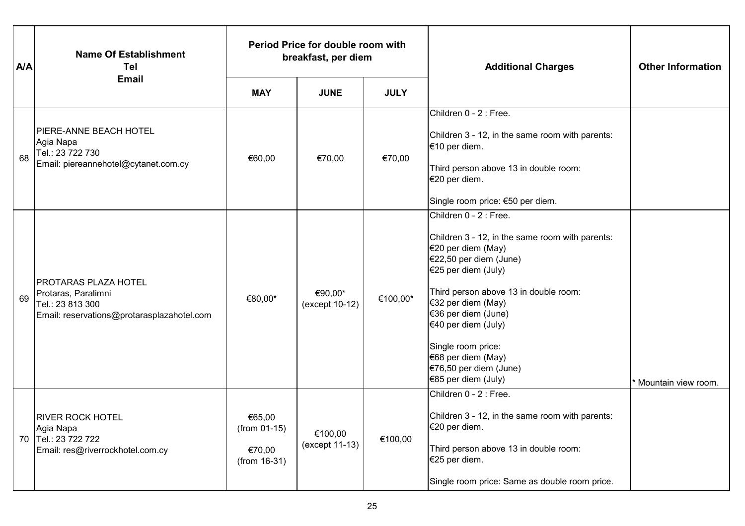| A/A | Name Of Establishment<br>Tel<br>Email | Period Price for double room with breakfast, per diem | | | Additional Charges | Other Information |
|---|---|---|---|---|---|---|
| | | **MAY** | **JUNE** | **JULY** | | |
| 68 | PIERE-ANNE BEACH HOTEL<br>Agia Napa<br>Tel.: 23 722 730<br>Email: piereannehotel@cytanet.com.cy | €60,00 | €70,00 | €70,00 | Children 0 - 2 : Free.<br><br>Children 3 - 12, in the same room with parents: €10 per diem.<br><br>Third person above 13 in double room: €20 per diem.<br><br>Single room price: €50 per diem. | |
| 69 | PROTARAS PLAZA HOTEL<br>Protaras, Paralimni<br>Tel.: 23 813 300<br>Email: reservations@protarasplazahotel.com | €80,00* | €90,00* (except 10-12) | €100,00* | Children 0 - 2 : Free.<br><br>Children 3 - 12, in the same room with parents:<br>€20 per diem (May)<br>€22,50 per diem (June)<br>€25 per diem (July)<br><br>Third person above 13 in double room:<br>€32 per diem (May)<br>€36 per diem (June)<br>€40 per diem (July)<br><br>Single room price:<br>€68 per diem (May)<br>€76,50 per diem (June)<br>€85 per diem (July) | * Mountain view room. |
| 70 | RIVER ROCK HOTEL<br>Agia Napa<br>Tel.: 23 722 722<br>Email: res@riverrockhotel.com.cy | €65,00 (from 01-15)<br><br>€70,00 (from 16-31) | €100,00 (except 11-13) | €100,00 | Children 0 - 2 : Free.<br><br>Children 3 - 12, in the same room with parents: €20 per diem.<br><br>Third person above 13 in double room: €25 per diem.<br><br>Single room price: Same as double room price. | |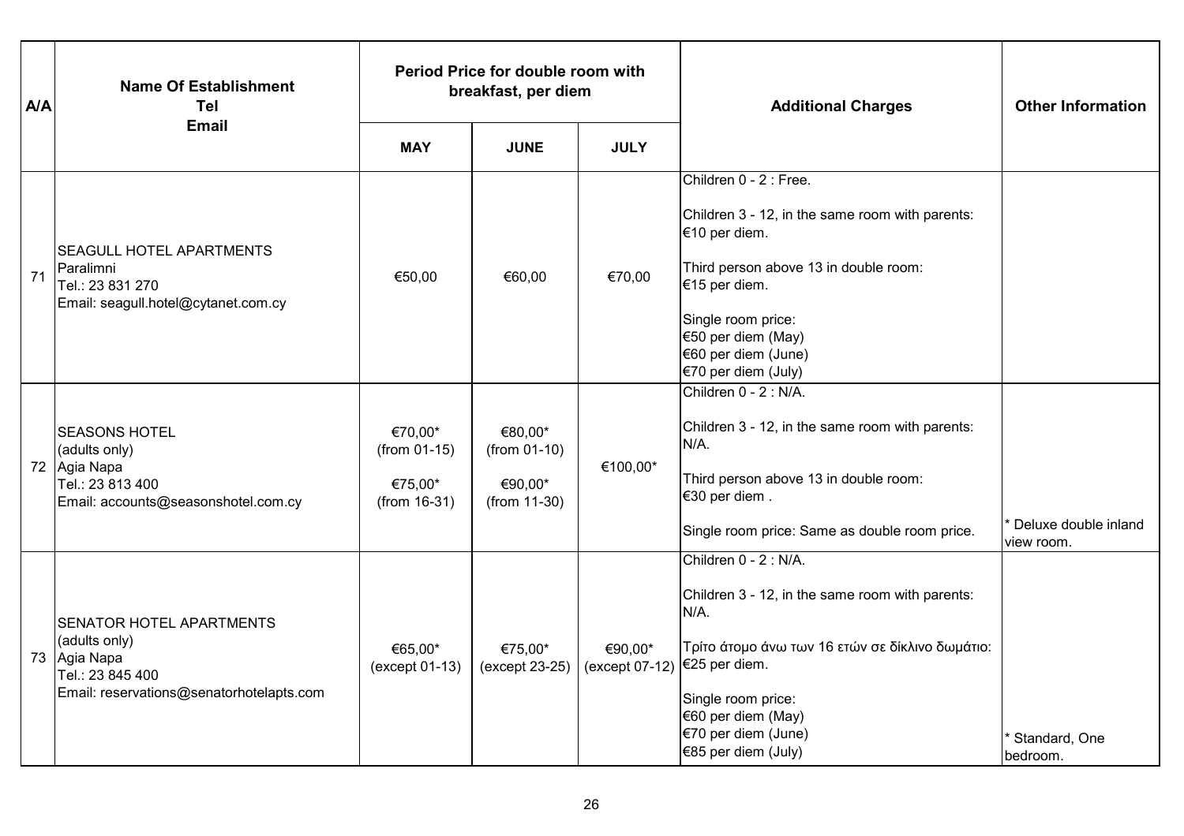| A/A | Name Of Establishment<br>Tel<br>Email | Period Price for double room with breakfast, per diem | | | Additional Charges | Other Information |
|---|---|---|---|---|---|---|
| | | MAY | JUNE | JULY | | |
| 71 | SEAGULL HOTEL APARTMENTS<br>Paralimni<br>Tel.: 23 831 270<br>Email: seagull.hotel@cytanet.com.cy | €50,00 | €60,00 | €70,00 | Children 0 - 2 : Free.<br><br>Children 3 - 12, in the same room with parents: €10 per diem.<br><br>Third person above 13 in double room: €15 per diem.<br><br>Single room price:<br>€50 per diem (May)<br>€60 per diem (June)<br>€70 per diem (July) | |
| 72 | SEASONS HOTEL<br>(adults only)<br>Agia Napa<br>Tel.: 23 813 400<br>Email: accounts@seasonshotel.com.cy | €70,00*<br>(from 01-15)<br><br>€75,00*<br>(from 16-31) | €80,00*<br>(from 01-10)<br><br>€90,00*<br>(from 11-30) | €100,00* | Children 0 - 2 : N/A.<br><br>Children 3 - 12, in the same room with parents: N/A.<br><br>Third person above 13 in double room: €30 per diem .<br><br>Single room price: Same as double room price. | * Deluxe double inland view room. |
| 73 | SENATOR HOTEL APARTMENTS<br>(adults only)<br>Agia Napa<br>Tel.: 23 845 400<br>Email: reservations@senatorhotelapts.com | €65,00*<br>(except 01-13) | €75,00*<br>(except 23-25) | €90,00*<br>(except 07-12) | Children 0 - 2 : N/A.<br><br>Children 3 - 12, in the same room with parents: N/A.<br><br>Τρίτο άτομο άνω των 16 ετών σε δίκλινο δωμάτιο: €25 per diem.<br><br>Single room price:<br>€60 per diem (May)<br>€70 per diem (June)<br>€85 per diem (July) | * Standard, One bedroom. |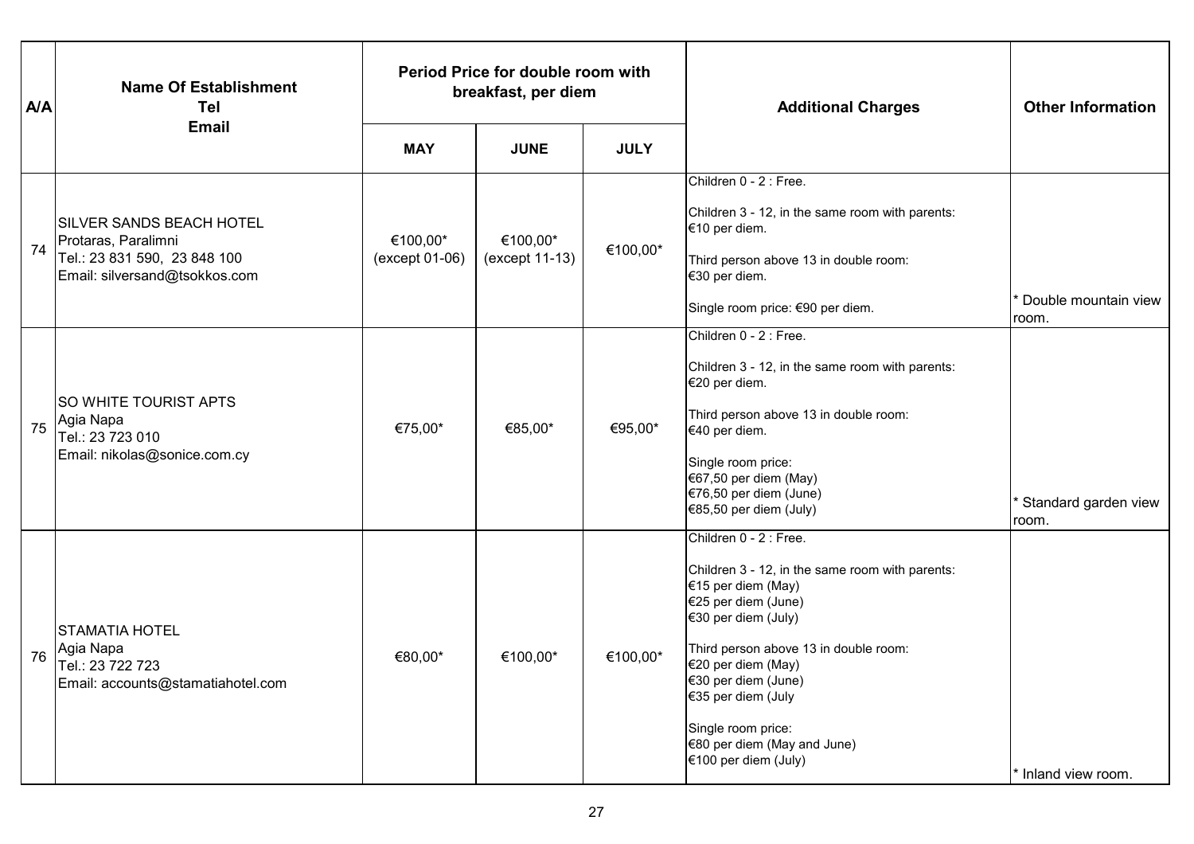| A/A | Name Of Establishment<br>Tel<br>Email | Period Price for double room with breakfast, per diem | | | Additional Charges | Other Information |
|---|---|---|---|---|---|---|
| | | MAY | JUNE | JULY | | |
| 74 | SILVER SANDS BEACH HOTEL<br>Protaras, Paralimni<br>Tel.: 23 831 590, 23 848 100<br>Email: silversand@tsokkos.com | €100,00*<br>(except 01-06) | €100,00*<br>(except 11-13) | €100,00* | Children 0 - 2 : Free.<br><br>Children 3 - 12, in the same room with parents:<br>€10 per diem.<br><br>Third person above 13 in double room:<br>€30 per diem.<br><br>Single room price: €90 per diem. | * Double mountain view room. |
| 75 | SO WHITE TOURIST APTS<br>Agia Napa<br>Tel.: 23 723 010<br>Email: nikolas@sonice.com.cy | €75,00* | €85,00* | €95,00* | Children 0 - 2 : Free.<br><br>Children 3 - 12, in the same room with parents:<br>€20 per diem.<br><br>Third person above 13 in double room:<br>€40 per diem.<br><br>Single room price:<br>€67,50 per diem (May)<br>€76,50 per diem (June)<br>€85,50 per diem (July) | * Standard garden view room. |
| 76 | STAMATIA HOTEL<br>Agia Napa<br>Tel.: 23 722 723<br>Email: accounts@stamatiahotel.com | €80,00* | €100,00* | €100,00* | Children 0 - 2 : Free.<br><br>Children 3 - 12, in the same room with parents:<br>€15 per diem (May)<br>€25 per diem (June)<br>€30 per diem (July)<br><br>Third person above 13 in double room:<br>€20 per diem (May)<br>€30 per diem (June)<br>€35 per diem (July<br><br>Single room price:<br>€80 per diem (May and June)<br>€100 per diem (July) | * Inland view room. |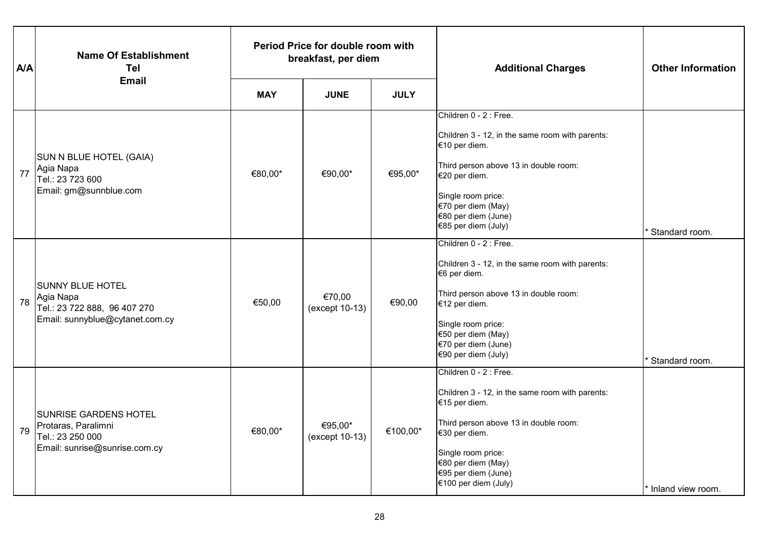| A/A | Name Of Establishment<br>Tel<br>Email | Period Price for double room with breakfast, per diem | | | Additional Charges | Other Information |
|---|---|---|---|---|---|---|
| | | MAY | JUNE | JULY | | |
| 77 | SUN N BLUE HOTEL (GAIA)<br>Agia Napa<br>Tel.: 23 723 600<br>Email: gm@sunnblue.com | €80,00* | €90,00* | €95,00* | Children 0 - 2 : Free.<br><br>Children 3 - 12, in the same room with parents: €10 per diem.<br><br>Third person above 13 in double room: €20 per diem.<br><br>Single room price:<br>€70 per diem (May)<br>€80 per diem (June)<br>€85 per diem (July) | * Standard room. |
| 78 | SUNNY BLUE HOTEL<br>Agia Napa<br>Tel.: 23 722 888, 96 407 270<br>Email: sunnyblue@cytanet.com.cy | €50,00 | €70,00<br>(except 10-13) | €90,00 | Children 0 - 2 : Free.<br><br>Children 3 - 12, in the same room with parents: €6 per diem.<br><br>Third person above 13 in double room: €12 per diem.<br><br>Single room price:<br>€50 per diem (May)<br>€70 per diem (June)<br>€90 per diem (July) | * Standard room. |
| 79 | SUNRISE GARDENS HOTEL<br>Protaras, Paralimni<br>Tel.: 23 250 000<br>Email: sunrise@sunrise.com.cy | €80,00* | €95,00*<br>(except 10-13) | €100,00* | Children 0 - 2 : Free.<br><br>Children 3 - 12, in the same room with parents: €15 per diem.<br><br>Third person above 13 in double room: €30 per diem.<br><br>Single room price:<br>€80 per diem (May)<br>€95 per diem (June)<br>€100 per diem (July) | * Inland view room. |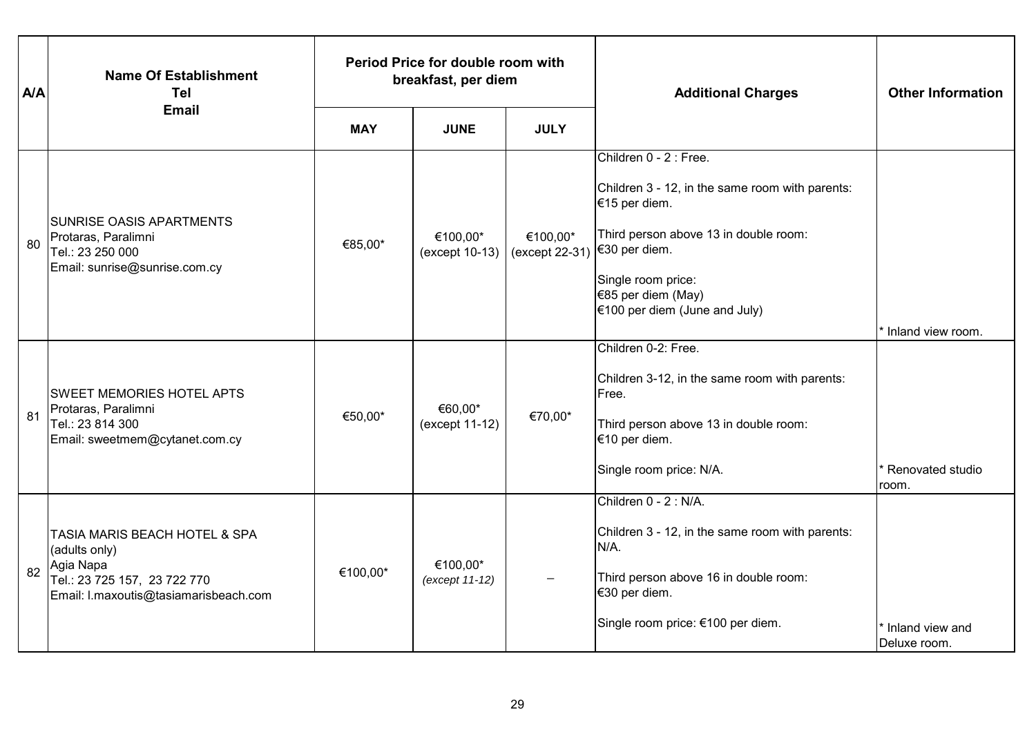| A/A | Name Of Establishment<br>Tel<br>Email | Period Price for double room with breakfast, per diem | | | Additional Charges | Other Information |
|---|---|---|---|---|---|---|
| | | MAY | JUNE | JULY | | |
| 80 | SUNRISE OASIS APARTMENTS<br>Protaras, Paralimni<br>Tel.: 23 250 000<br>Email: sunrise@sunrise.com.cy | €85,00* | €100,00*<br>(except 10-13) | €100,00*<br>(except 22-31) | Children 0 - 2 : Free.<br><br>Children 3 - 12, in the same room with parents: €15 per diem.<br><br>Third person above 13 in double room: €30 per diem.<br><br>Single room price:<br>€85 per diem (May)<br>€100 per diem (June and July) | * Inland view room. |
| 81 | SWEET MEMORIES HOTEL APTS<br>Protaras, Paralimni<br>Tel.: 23 814 300<br>Email: sweetmem@cytanet.com.cy | €50,00* | €60,00*<br>(except 11-12) | €70,00* | Children 0-2: Free.<br><br>Children 3-12, in the same room with parents: Free.<br><br>Third person above 13 in double room: €10 per diem.<br><br>Single room price: N/A. | * Renovated studio room. |
| 82 | TASIA MARIS BEACH HOTEL & SPA<br>(adults only)<br>Agia Napa<br>Tel.: 23 725 157, 23 722 770<br>Email: l.maxoutis@tasiamarisbeach.com | €100,00* | €100,00*<br>*(except 11-12)* | – | Children 0 - 2 : N/A.<br><br>Children 3 - 12, in the same room with parents: N/A.<br><br>Third person above 16 in double room: €30 per diem.<br><br>Single room price: €100 per diem. | * Inland view and Deluxe room. |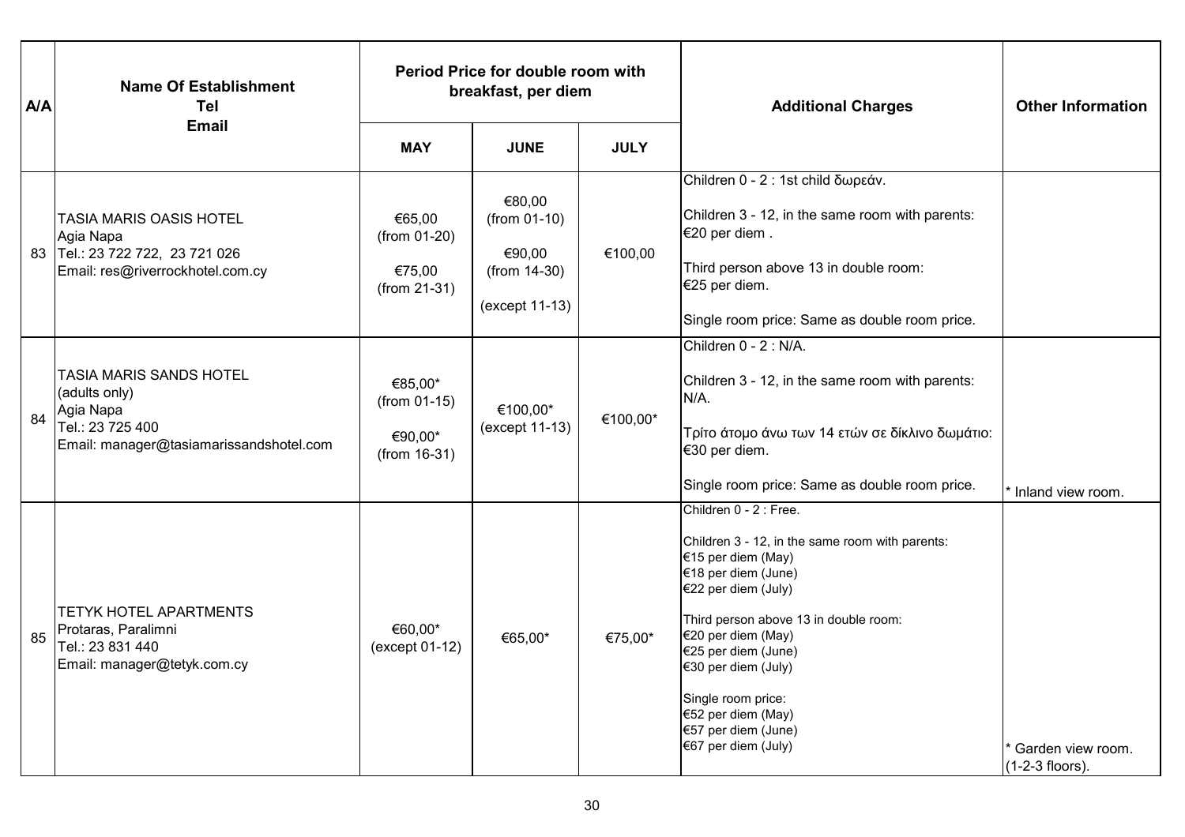| A/A | Name Of Establishment<br>Tel<br>Email | Period Price for double room with breakfast, per diem | | | Additional Charges | Other Information |
|---|---|---|---|---|---|---|
| | | MAY | JUNE | JULY | | |
| 83 | TASIA MARIS OASIS HOTEL<br>Agia Napa<br>Tel.: 23 722 722, 23 721 026<br>Email: res@riverrockhotel.com.cy | €65,00<br>(from 01-20)<br><br>€75,00<br>(from 21-31) | €80,00<br>(from 01-10)<br><br>€90,00<br>(from 14-30)<br><br>(except 11-13) | €100,00 | Children 0 - 2 : 1st child δωρεάν.<br><br>Children 3 - 12, in the same room with parents: €20 per diem .<br><br>Third person above 13 in double room: €25 per diem.<br><br>Single room price: Same as double room price. | |
| 84 | TASIA MARIS SANDS HOTEL<br>(adults only)<br>Agia Napa<br>Tel.: 23 725 400<br>Email: manager@tasiamarissandshotel.com | €85,00*<br>(from 01-15)<br><br>€90,00*<br>(from 16-31) | €100,00*<br>(except 11-13) | €100,00* | Children 0 - 2 : N/A.<br><br>Children 3 - 12, in the same room with parents: N/A.<br><br>Τρίτο άτομο άνω των 14 ετών σε δίκλινο δωμάτιο: €30 per diem.<br><br>Single room price: Same as double room price. | * Inland view room. |
| 85 | TETYK HOTEL APARTMENTS<br>Protaras, Paralimni<br>Tel.: 23 831 440<br>Email: manager@tetyk.com.cy | €60,00*<br>(except 01-12) | €65,00* | €75,00* | Children 0 - 2 : Free.<br><br>Children 3 - 12, in the same room with parents:<br>€15 per diem (May)<br>€18 per diem (June)<br>€22 per diem (July)<br><br>Third person above 13 in double room:<br>€20 per diem (May)<br>€25 per diem (June)<br>€30 per diem (July)<br><br>Single room price:<br>€52 per diem (May)<br>€57 per diem (June)<br>€67 per diem (July) | * Garden view room.<br>(1-2-3 floors). |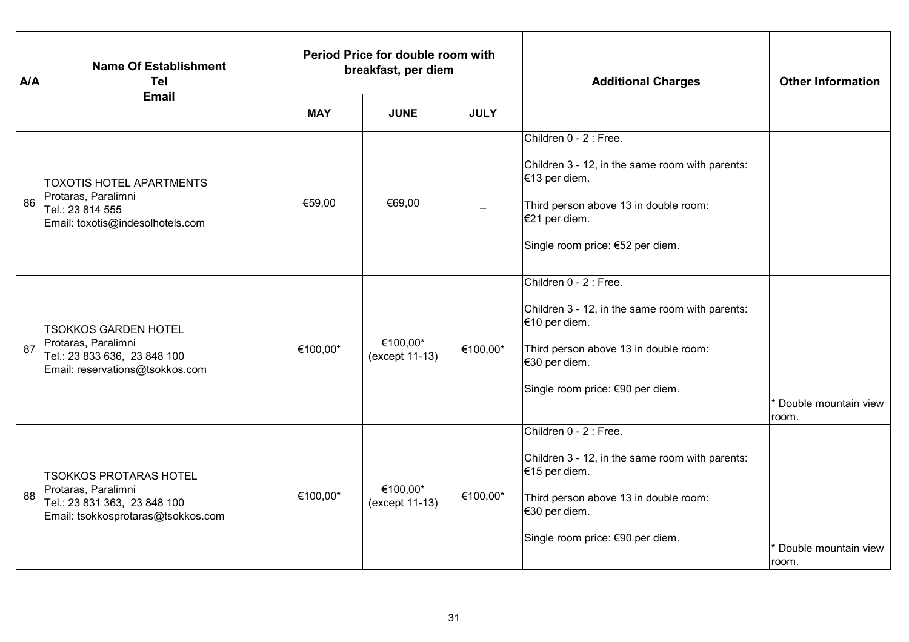| A/A | Name Of Establishment<br>Tel<br>Email | Period Price for double room with breakfast, per diem | | | Additional Charges | Other Information |
|---|---|---|---|---|---|---|
| | | MAY | JUNE | JULY | | |
| 86 | TOXOTIS HOTEL APARTMENTS<br>Protaras, Paralimni<br>Tel.: 23 814 555<br>Email: toxotis@indesolhotels.com | €59,00 | €69,00 | – | Children 0 - 2 : Free.<br><br>Children 3 - 12, in the same room with parents: €13 per diem.<br><br>Third person above 13 in double room: €21 per diem.<br><br>Single room price: €52 per diem. | |
| 87 | TSOKKOS GARDEN HOTEL<br>Protaras, Paralimni<br>Tel.: 23 833 636, 23 848 100<br>Email: reservations@tsokkos.com | €100,00* | €100,00* (except 11-13) | €100,00* | Children 0 - 2 : Free.<br><br>Children 3 - 12, in the same room with parents: €10 per diem.<br><br>Third person above 13 in double room: €30 per diem.<br><br>Single room price: €90 per diem. | * Double mountain view room. |
| 88 | TSOKKOS PROTARAS HOTEL<br>Protaras, Paralimni<br>Tel.: 23 831 363, 23 848 100<br>Email: tsokkosprotaras@tsokkos.com | €100,00* | €100,00* (except 11-13) | €100,00* | Children 0 - 2 : Free.<br><br>Children 3 - 12, in the same room with parents: €15 per diem.<br><br>Third person above 13 in double room: €30 per diem.<br><br>Single room price: €90 per diem. | * Double mountain view room. |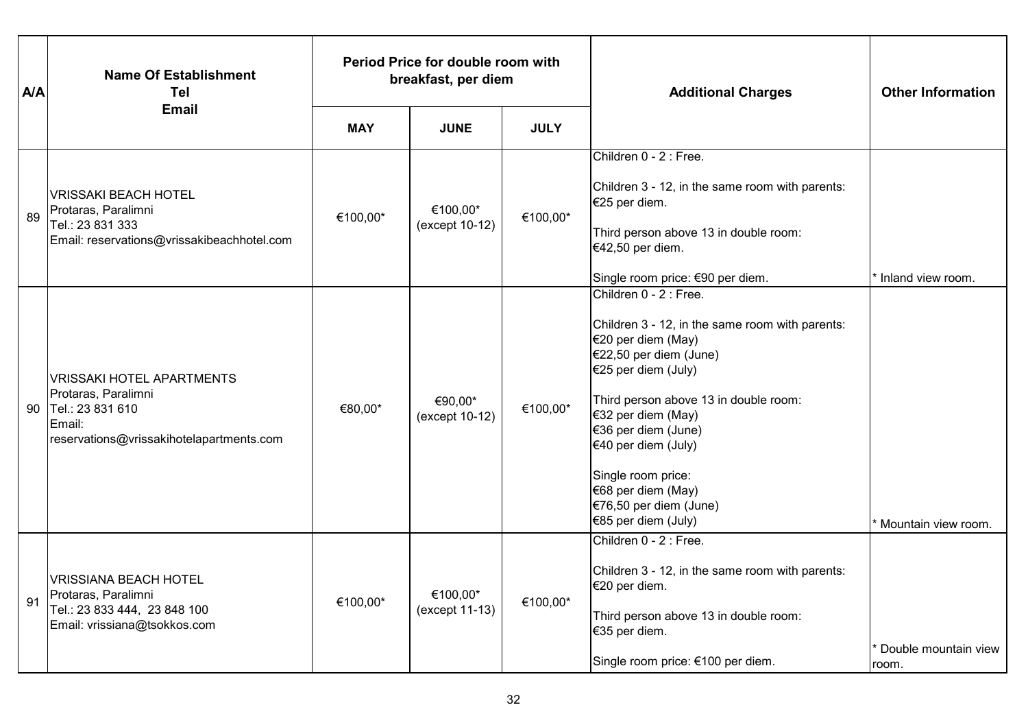| A/A | Name Of Establishment<br>Tel<br>Email | Period Price for double room with breakfast, per diem | | | Additional Charges | Other Information |
|---|---|---|---|---|---|---|
| | | MAY | JUNE | JULY | | |
| 89 | VRISSAKI BEACH HOTEL<br>Protaras, Paralimni<br>Tel.: 23 831 333<br>Email: reservations@vrissakibeachhotel.com | €100,00* | €100,00*<br>(except 10-12) | €100,00* | Children 0 - 2 : Free.<br><br>Children 3 - 12, in the same room with parents: €25 per diem.<br><br>Third person above 13 in double room: €42,50 per diem.<br><br>Single room price: €90 per diem. | * Inland view room. |
| 90 | VRISSAKI HOTEL APARTMENTS<br>Protaras, Paralimni<br>Tel.: 23 831 610<br>Email: reservations@vrissakihotelapartments.com | €80,00* | €90,00*<br>(except 10-12) | €100,00* | Children 0 - 2 : Free.<br><br>Children 3 - 12, in the same room with parents:<br>€20 per diem (May)<br>€22,50 per diem (June)<br>€25 per diem (July)<br><br>Third person above 13 in double room:<br>€32 per diem (May)<br>€36 per diem (June)<br>€40 per diem (July)<br><br>Single room price:<br>€68 per diem (May)<br>€76,50 per diem (June)<br>€85 per diem (July) | * Mountain view room. |
| 91 | VRISSIANA BEACH HOTEL<br>Protaras, Paralimni<br>Tel.: 23 833 444, 23 848 100<br>Email: vrissiana@tsokkos.com | €100,00* | €100,00*<br>(except 11-13) | €100,00* | Children 0 - 2 : Free.<br><br>Children 3 - 12, in the same room with parents: €20 per diem.<br><br>Third person above 13 in double room: €35 per diem.<br><br>Single room price: €100 per diem. | * Double mountain view room. |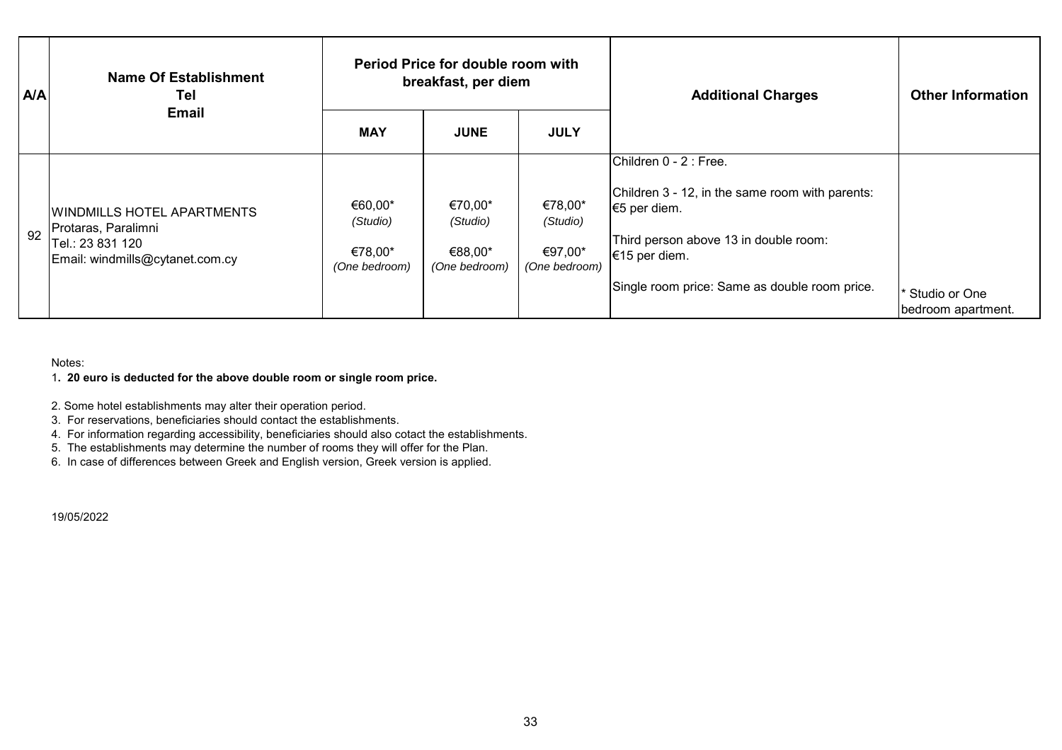| A/A | Name Of Establishment<br>Tel<br>Email | Period Price for double room with breakfast, per diem | | | Additional Charges | Other Information |
|---|---|---|---|---|---|---|
| | | MAY | JUNE | JULY | | |
| 92 | WINDMILLS HOTEL APARTMENTS<br>Protaras, Paralimni<br>Tel.: 23 831 120<br>Email: windmills@cytanet.com.cy | €60,00*<br>*(Studio)*<br>€78,00*<br>*(One bedroom)* | €70,00*<br>*(Studio)*<br>€88,00*<br>*(One bedroom)* | €78,00*<br>*(Studio)*<br>€97,00*<br>*(One bedroom)* | Children 0 - 2 : Free.<br>Children 3 - 12, in the same room with parents: €5 per diem.<br>Third person above 13 in double room: €15 per diem.<br>Single room price: Same as double room price. | * Studio or One bedroom apartment. |

Notes:

1. **20 euro is deducted for the above double room or single room price.**

2. Some hotel establishments may alter their operation period.
3. For reservations, beneficiaries should contact the establishments.
4. For information regarding accessibility, beneficiaries should also cotact the establishments.
5. The establishments may determine the number of rooms they will offer for the Plan.
6. In case of differences between Greek and English version, Greek version is applied.

19/05/2022